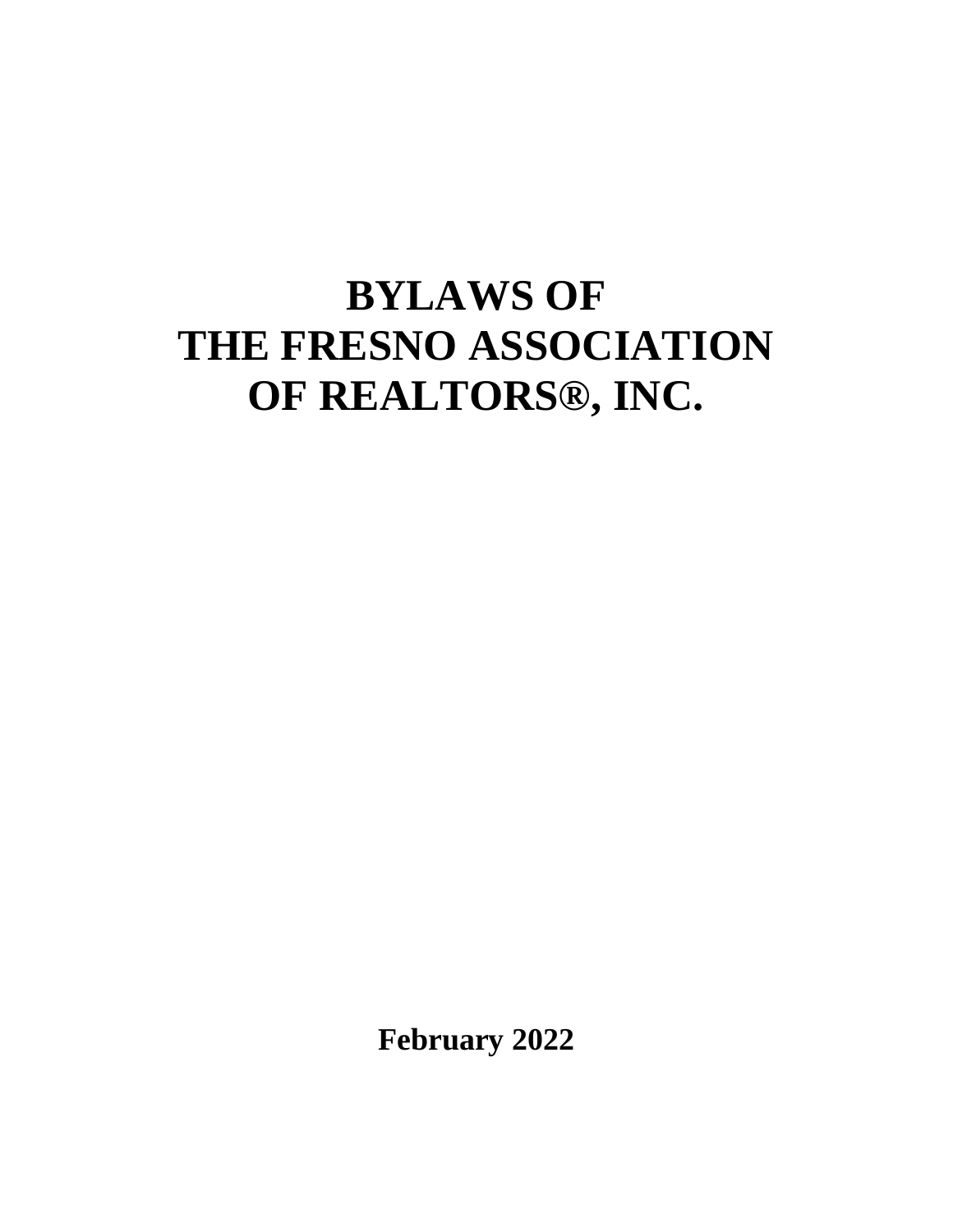# BYLAWS OF THE FRESNO ASSOCIATION OF REALTORS®, INC.

**February 2022**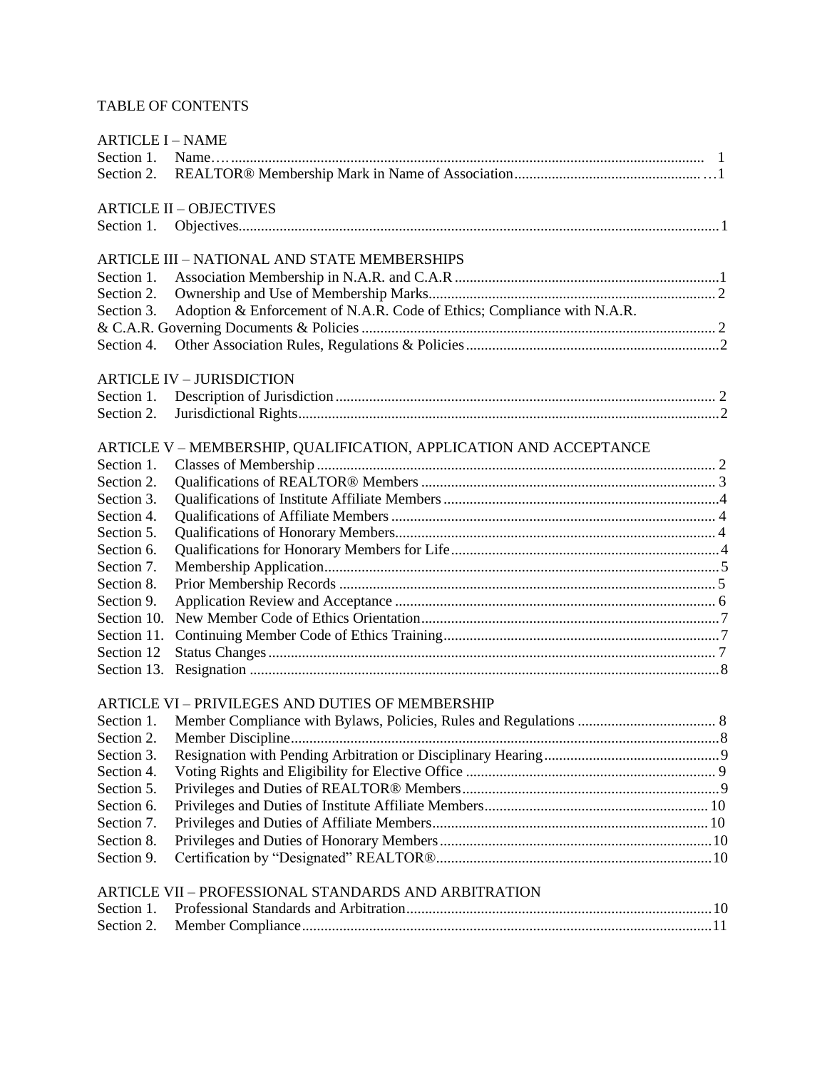TABLE OF CONTENTS

ARTICLE I – NAME

Section 1. Name…. 1
Section 2. REALTOR® Membership Mark in Name of Association …1

ARTICLE II – OBJECTIVES

Section 1. Objectives 1

ARTICLE III – NATIONAL AND STATE MEMBERSHIPS

Section 1. Association Membership in N.A.R. and C.A.R 1
Section 2. Ownership and Use of Membership Marks 2
Section 3. Adoption & Enforcement of N.A.R. Code of Ethics; Compliance with N.A.R. & C.A.R. Governing Documents & Policies 2
Section 4. Other Association Rules, Regulations & Policies 2

ARTICLE IV – JURISDICTION

Section 1. Description of Jurisdiction 2
Section 2. Jurisdictional Rights 2

ARTICLE V – MEMBERSHIP, QUALIFICATION, APPLICATION AND ACCEPTANCE

Section 1. Classes of Membership 2
Section 2. Qualifications of REALTOR® Members 3
Section 3. Qualifications of Institute Affiliate Members 4
Section 4. Qualifications of Affiliate Members 4
Section 5. Qualifications of Honorary Members 4
Section 6. Qualifications for Honorary Members for Life 4
Section 7. Membership Application 5
Section 8. Prior Membership Records 5
Section 9. Application Review and Acceptance 6
Section 10. New Member Code of Ethics Orientation 7
Section 11. Continuing Member Code of Ethics Training 7
Section 12 Status Changes 7
Section 13. Resignation 8

ARTICLE VI – PRIVILEGES AND DUTIES OF MEMBERSHIP

Section 1. Member Compliance with Bylaws, Policies, Rules and Regulations 8
Section 2. Member Discipline 8
Section 3. Resignation with Pending Arbitration or Disciplinary Hearing 9
Section 4. Voting Rights and Eligibility for Elective Office 9
Section 5. Privileges and Duties of REALTOR® Members 9
Section 6. Privileges and Duties of Institute Affiliate Members 10
Section 7. Privileges and Duties of Affiliate Members 10
Section 8. Privileges and Duties of Honorary Members 10
Section 9. Certification by "Designated" REALTOR® 10

ARTICLE VII – PROFESSIONAL STANDARDS AND ARBITRATION

Section 1. Professional Standards and Arbitration 10
Section 2. Member Compliance 11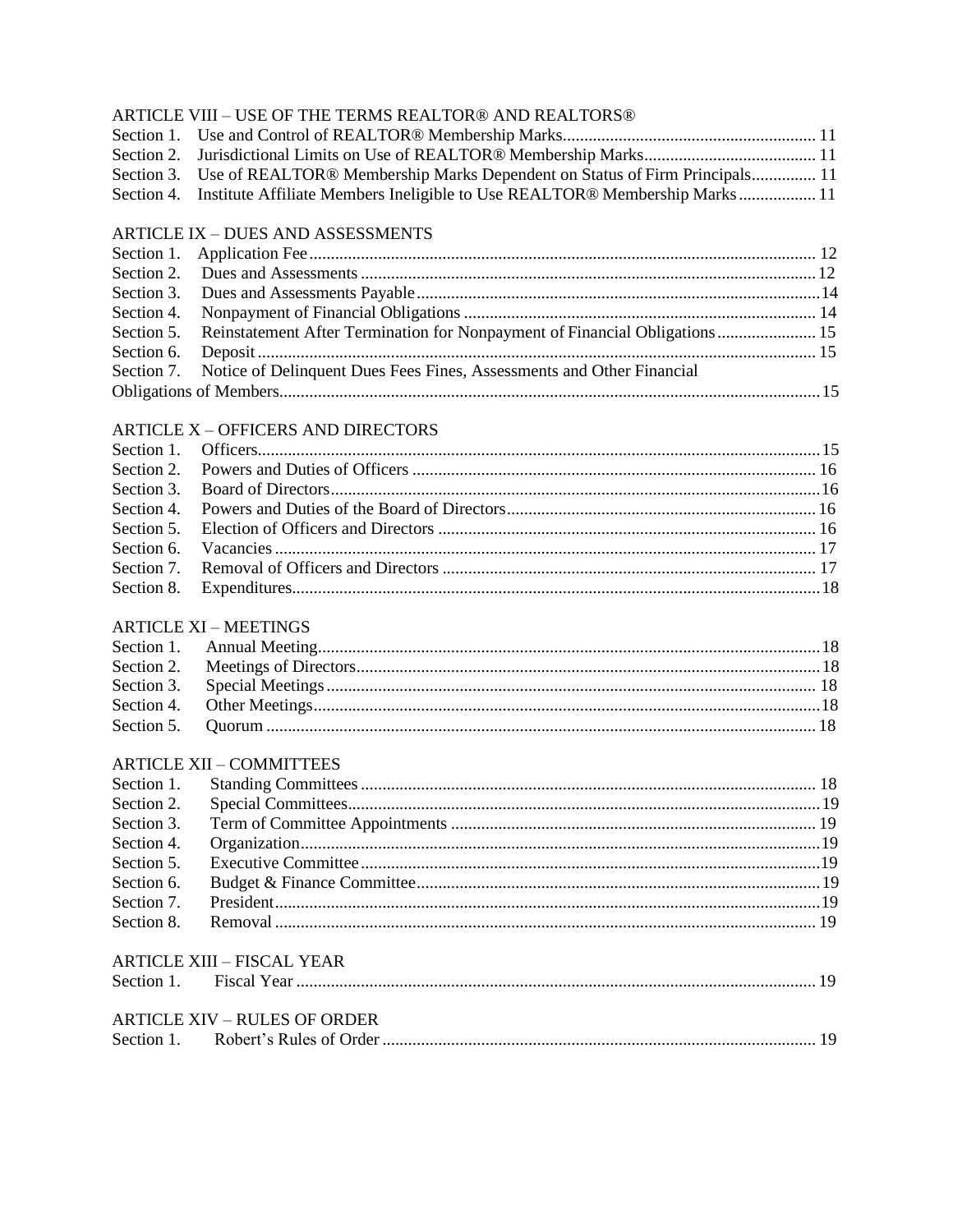ARTICLE VIII – USE OF THE TERMS REALTOR® AND REALTORS®

Section 1. Use and Control of REALTOR® Membership Marks .......................................................... 11
Section 2. Jurisdictional Limits on Use of REALTOR® Membership Marks........................................ 11
Section 3. Use of REALTOR® Membership Marks Dependent on Status of Firm Principals............... 11
Section 4. Institute Affiliate Members Ineligible to Use REALTOR® Membership Marks................. 11

ARTICLE IX – DUES AND ASSESSMENTS

Section 1. Application Fee.................................................................................................................. 12
Section 2. Dues and Assessments ........................................................................................................ 12
Section 3. Dues and Assessments Payable............................................................................................ 14
Section 4. Nonpayment of Financial Obligations ................................................................................ 14
Section 5. Reinstatement After Termination for Nonpayment of Financial Obligations...................... 15
Section 6. Deposit ................................................................................................................................ 15
Section 7. Notice of Delinquent Dues Fees Fines, Assessments and Other Financial Obligations of Members.......................................................................................................................... 15

ARTICLE X – OFFICERS AND DIRECTORS

Section 1. Officers................................................................................................................................ 15
Section 2. Powers and Duties of Officers ............................................................................................ 16
Section 3. Board of Directors................................................................................................................ 16
Section 4. Powers and Duties of the Board of Directors....................................................................... 16
Section 5. Election of Officers and Directors ...................................................................................... 16
Section 6. Vacancies ............................................................................................................................ 17
Section 7. Removal of Officers and Directors ..................................................................................... 17
Section 8. Expenditures......................................................................................................................... 18

ARTICLE XI – MEETINGS

Section 1. Annual Meeting.................................................................................................................... 18
Section 2. Meetings of Directors........................................................................................................... 18
Section 3. Special Meetings .................................................................................................................. 18
Section 4. Other Meetings..................................................................................................................... 18
Section 5. Quorum ............................................................................................................................... 18

ARTICLE XII – COMMITTEES

Section 1. Standing Committees ........................................................................................................... 18
Section 2. Special Committees.............................................................................................................. 19
Section 3. Term of Committee Appointments ...................................................................................... 19
Section 4. Organization......................................................................................................................... 19
Section 5. Executive Committee ........................................................................................................... 19
Section 6. Budget & Finance Committee.............................................................................................. 19
Section 7. President............................................................................................................................... 19
Section 8. Removal ............................................................................................................................... 19

ARTICLE XIII – FISCAL YEAR

Section 1. Fiscal Year .......................................................................................................................... 19

ARTICLE XIV – RULES OF ORDER

Section 1. Robert's Rules of Order ...................................................................................................... 19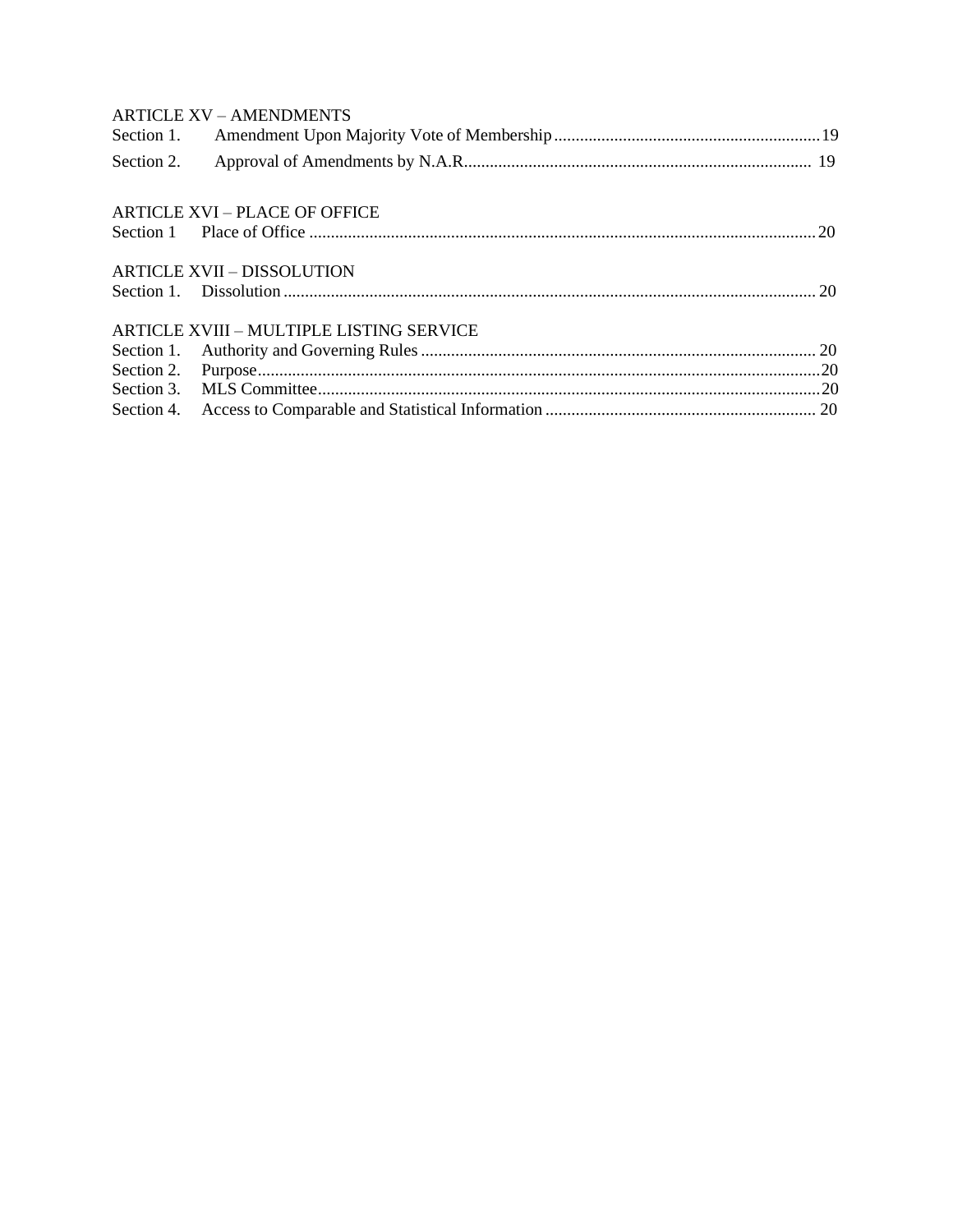ARTICLE XV – AMENDMENTS

Section 1. Amendment Upon Majority Vote of Membership ........................................................ 19

Section 2. Approval of Amendments by N.A.R. ........................................................................ 19

ARTICLE XVI – PLACE OF OFFICE

Section 1 Place of Office ......................................................................................................... 20

ARTICLE XVII – DISSOLUTION

Section 1. Dissolution ............................................................................................................. 20

ARTICLE XVIII – MULTIPLE LISTING SERVICE

Section 1. Authority and Governing Rules ................................................................................ 20

Section 2. Purpose .................................................................................................................. 20

Section 3. MLS Committee ...................................................................................................... 20

Section 4. Access to Comparable and Statistical Information ................................................... 20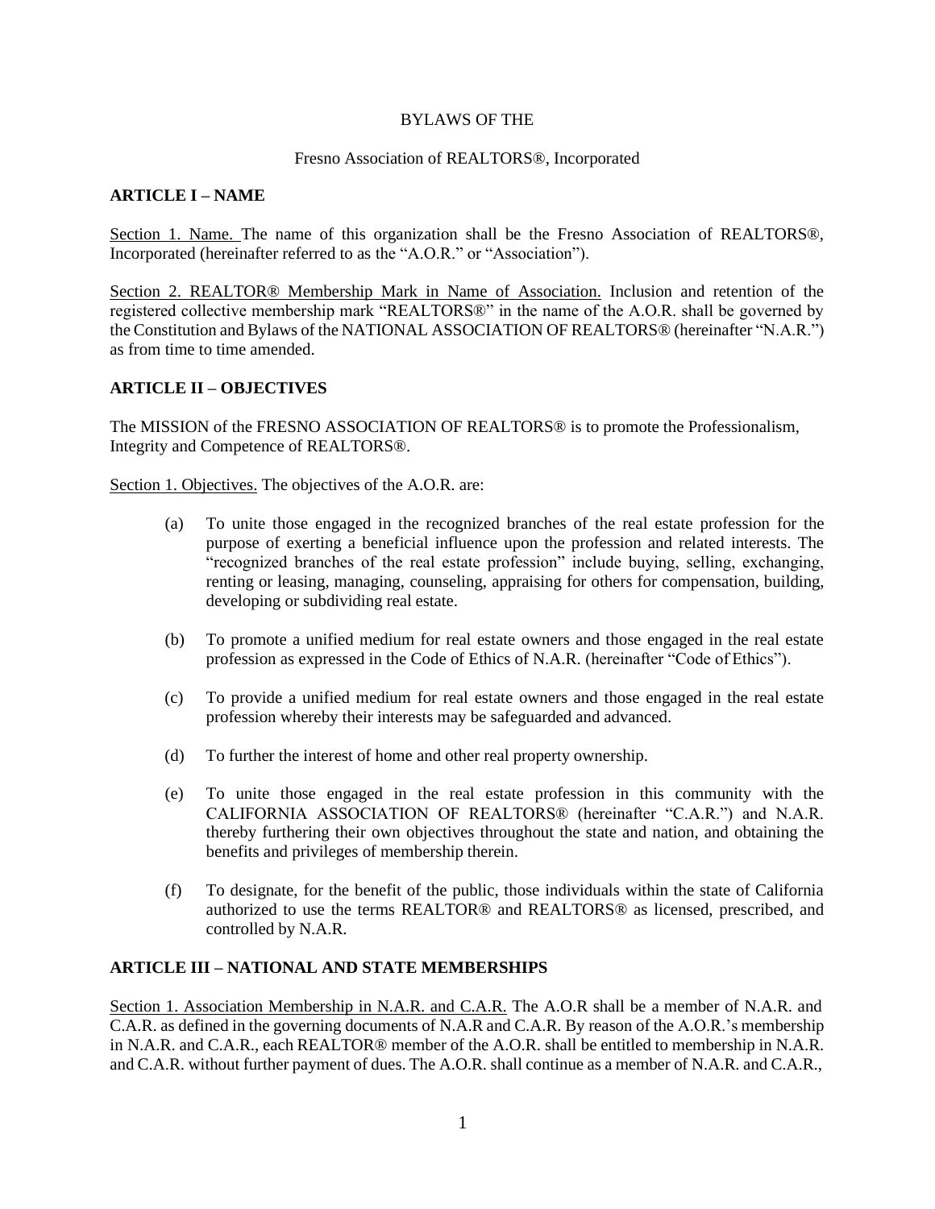BYLAWS OF THE

Fresno Association of REALTORS®, Incorporated

## ARTICLE I – NAME

Section 1. Name. The name of this organization shall be the Fresno Association of REALTORS®, Incorporated (hereinafter referred to as the "A.O.R." or "Association").

Section 2. REALTOR® Membership Mark in Name of Association. Inclusion and retention of the registered collective membership mark "REALTORS®" in the name of the A.O.R. shall be governed by the Constitution and Bylaws of the NATIONAL ASSOCIATION OF REALTORS® (hereinafter "N.A.R.") as from time to time amended.

## ARTICLE II – OBJECTIVES

The MISSION of the FRESNO ASSOCIATION OF REALTORS® is to promote the Professionalism, Integrity and Competence of REALTORS®.

Section 1. Objectives. The objectives of the A.O.R. are:

(a) To unite those engaged in the recognized branches of the real estate profession for the purpose of exerting a beneficial influence upon the profession and related interests. The "recognized branches of the real estate profession" include buying, selling, exchanging, renting or leasing, managing, counseling, appraising for others for compensation, building, developing or subdividing real estate.

(b) To promote a unified medium for real estate owners and those engaged in the real estate profession as expressed in the Code of Ethics of N.A.R. (hereinafter "Code of Ethics").

(c) To provide a unified medium for real estate owners and those engaged in the real estate profession whereby their interests may be safeguarded and advanced.

(d) To further the interest of home and other real property ownership.

(e) To unite those engaged in the real estate profession in this community with the CALIFORNIA ASSOCIATION OF REALTORS® (hereinafter "C.A.R.") and N.A.R. thereby furthering their own objectives throughout the state and nation, and obtaining the benefits and privileges of membership therein.

(f) To designate, for the benefit of the public, those individuals within the state of California authorized to use the terms REALTOR® and REALTORS® as licensed, prescribed, and controlled by N.A.R.

## ARTICLE III – NATIONAL AND STATE MEMBERSHIPS

Section 1. Association Membership in N.A.R. and C.A.R. The A.O.R shall be a member of N.A.R. and C.A.R. as defined in the governing documents of N.A.R and C.A.R. By reason of the A.O.R.'s membership in N.A.R. and C.A.R., each REALTOR® member of the A.O.R. shall be entitled to membership in N.A.R. and C.A.R. without further payment of dues. The A.O.R. shall continue as a member of N.A.R. and C.A.R.,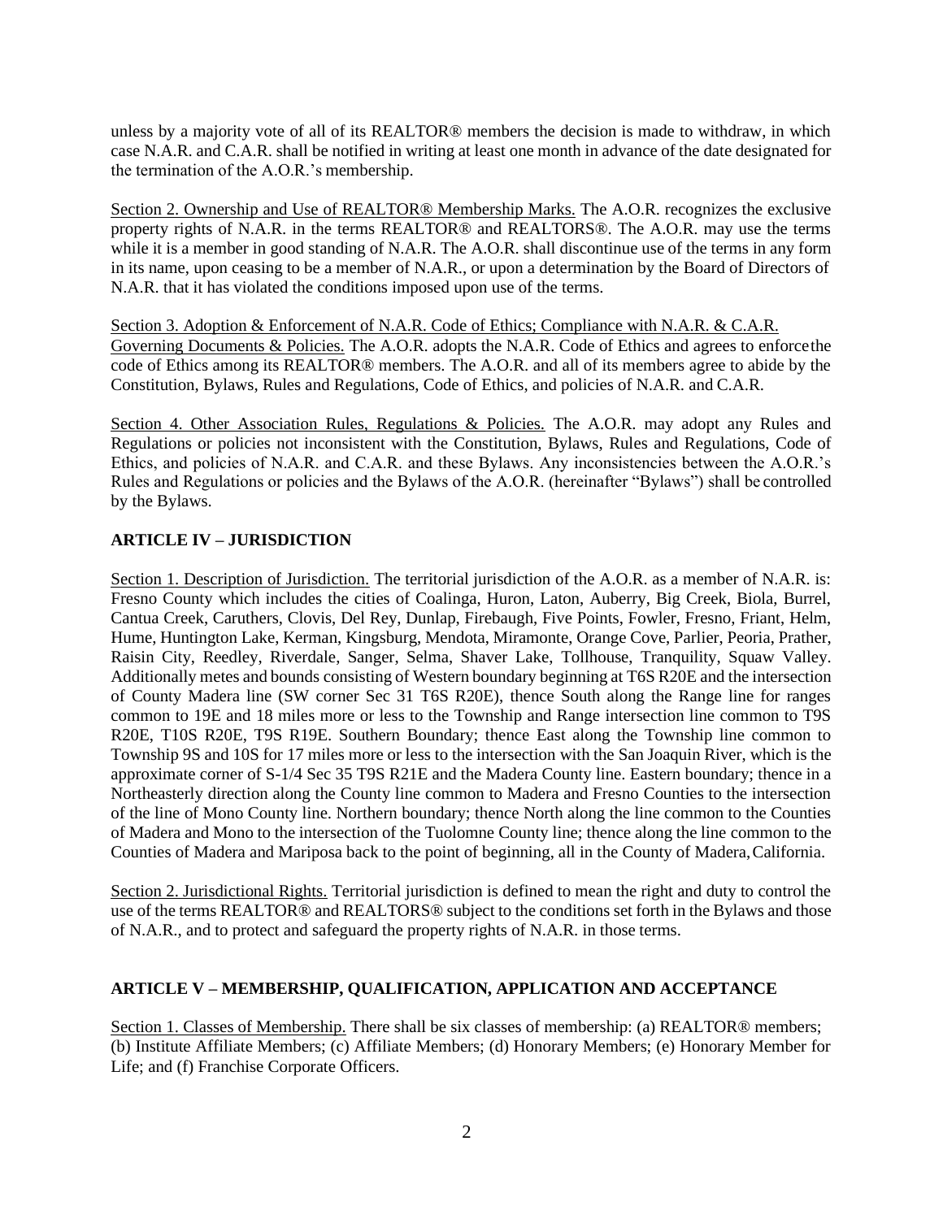unless by a majority vote of all of its REALTOR® members the decision is made to withdraw, in which case N.A.R. and C.A.R. shall be notified in writing at least one month in advance of the date designated for the termination of the A.O.R.'s membership.

Section 2. Ownership and Use of REALTOR® Membership Marks. The A.O.R. recognizes the exclusive property rights of N.A.R. in the terms REALTOR® and REALTORS®. The A.O.R. may use the terms while it is a member in good standing of N.A.R. The A.O.R. shall discontinue use of the terms in any form in its name, upon ceasing to be a member of N.A.R., or upon a determination by the Board of Directors of N.A.R. that it has violated the conditions imposed upon use of the terms.

Section 3. Adoption & Enforcement of N.A.R. Code of Ethics; Compliance with N.A.R. & C.A.R. Governing Documents & Policies. The A.O.R. adopts the N.A.R. Code of Ethics and agrees to enforce the code of Ethics among its REALTOR® members. The A.O.R. and all of its members agree to abide by the Constitution, Bylaws, Rules and Regulations, Code of Ethics, and policies of N.A.R. and C.A.R.

Section 4. Other Association Rules, Regulations & Policies. The A.O.R. may adopt any Rules and Regulations or policies not inconsistent with the Constitution, Bylaws, Rules and Regulations, Code of Ethics, and policies of N.A.R. and C.A.R. and these Bylaws. Any inconsistencies between the A.O.R.'s Rules and Regulations or policies and the Bylaws of the A.O.R. (hereinafter "Bylaws") shall be controlled by the Bylaws.

## ARTICLE IV – JURISDICTION

Section 1. Description of Jurisdiction. The territorial jurisdiction of the A.O.R. as a member of N.A.R. is: Fresno County which includes the cities of Coalinga, Huron, Laton, Auberry, Big Creek, Biola, Burrel, Cantua Creek, Caruthers, Clovis, Del Rey, Dunlap, Firebaugh, Five Points, Fowler, Fresno, Friant, Helm, Hume, Huntington Lake, Kerman, Kingsburg, Mendota, Miramonte, Orange Cove, Parlier, Peoria, Prather, Raisin City, Reedley, Riverdale, Sanger, Selma, Shaver Lake, Tollhouse, Tranquility, Squaw Valley. Additionally metes and bounds consisting of Western boundary beginning at T6S R20E and the intersection of County Madera line (SW corner Sec 31 T6S R20E), thence South along the Range line for ranges common to 19E and 18 miles more or less to the Township and Range intersection line common to T9S R20E, T10S R20E, T9S R19E. Southern Boundary; thence East along the Township line common to Township 9S and 10S for 17 miles more or less to the intersection with the San Joaquin River, which is the approximate corner of S-1/4 Sec 35 T9S R21E and the Madera County line. Eastern boundary; thence in a Northeasterly direction along the County line common to Madera and Fresno Counties to the intersection of the line of Mono County line. Northern boundary; thence North along the line common to the Counties of Madera and Mono to the intersection of the Tuolomne County line; thence along the line common to the Counties of Madera and Mariposa back to the point of beginning, all in the County of Madera, California.

Section 2. Jurisdictional Rights. Territorial jurisdiction is defined to mean the right and duty to control the use of the terms REALTOR® and REALTORS® subject to the conditions set forth in the Bylaws and those of N.A.R., and to protect and safeguard the property rights of N.A.R. in those terms.

## ARTICLE V – MEMBERSHIP, QUALIFICATION, APPLICATION AND ACCEPTANCE

Section 1. Classes of Membership. There shall be six classes of membership: (a) REALTOR® members; (b) Institute Affiliate Members; (c) Affiliate Members; (d) Honorary Members; (e) Honorary Member for Life; and (f) Franchise Corporate Officers.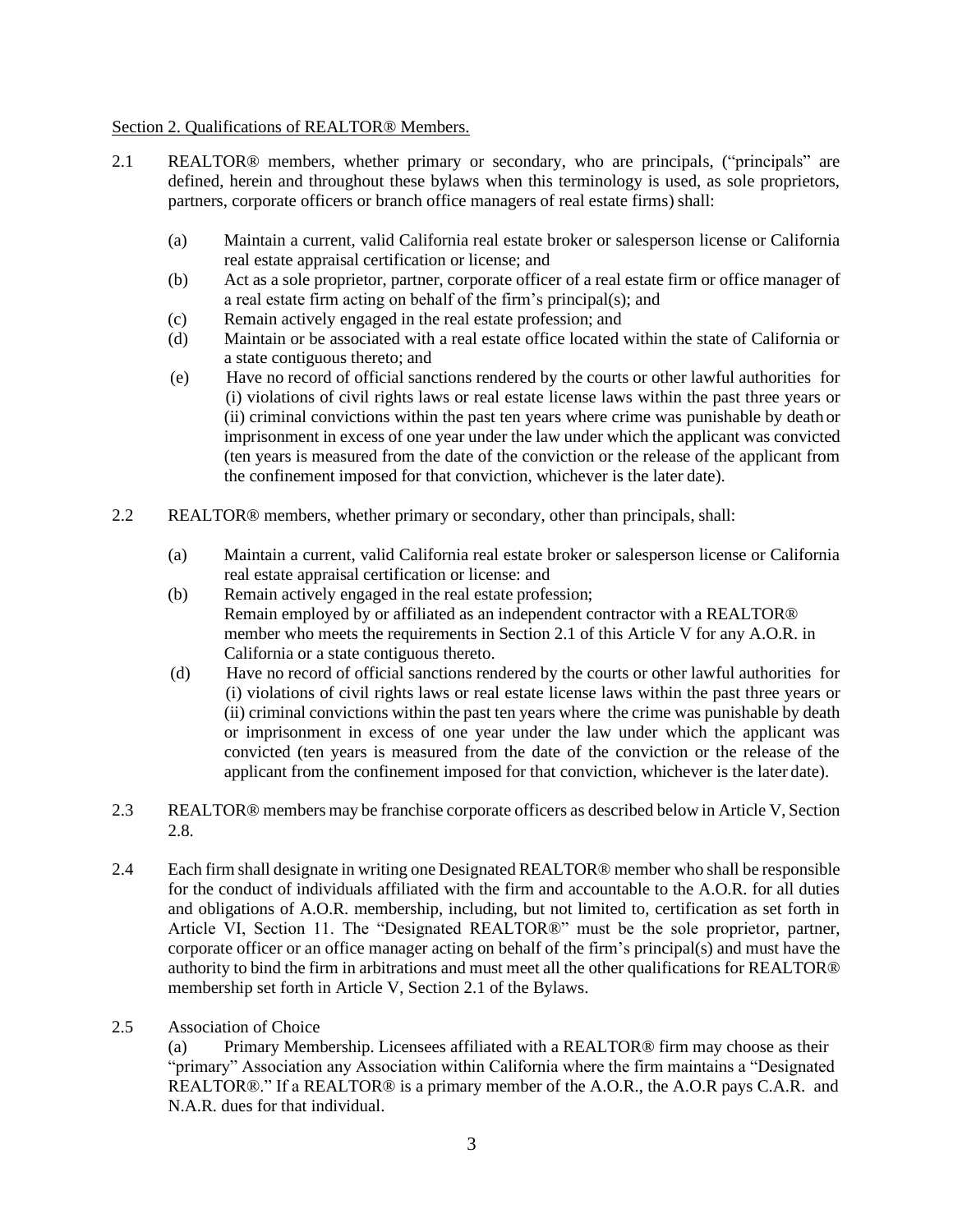Section 2. Qualifications of REALTOR® Members.

2.1 REALTOR® members, whether primary or secondary, who are principals, ("principals" are defined, herein and throughout these bylaws when this terminology is used, as sole proprietors, partners, corporate officers or branch office managers of real estate firms) shall:

(a) Maintain a current, valid California real estate broker or salesperson license or California real estate appraisal certification or license; and

(b) Act as a sole proprietor, partner, corporate officer of a real estate firm or office manager of a real estate firm acting on behalf of the firm's principal(s); and

(c) Remain actively engaged in the real estate profession; and

(d) Maintain or be associated with a real estate office located within the state of California or a state contiguous thereto; and

(e) Have no record of official sanctions rendered by the courts or other lawful authorities for (i) violations of civil rights laws or real estate license laws within the past three years or (ii) criminal convictions within the past ten years where crime was punishable by death or imprisonment in excess of one year under the law under which the applicant was convicted (ten years is measured from the date of the conviction or the release of the applicant from the confinement imposed for that conviction, whichever is the later date).

2.2 REALTOR® members, whether primary or secondary, other than principals, shall:

(a) Maintain a current, valid California real estate broker or salesperson license or California real estate appraisal certification or license: and

(b) Remain actively engaged in the real estate profession;
Remain employed by or affiliated as an independent contractor with a REALTOR® member who meets the requirements in Section 2.1 of this Article V for any A.O.R. in California or a state contiguous thereto.

(d) Have no record of official sanctions rendered by the courts or other lawful authorities for (i) violations of civil rights laws or real estate license laws within the past three years or (ii) criminal convictions within the past ten years where the crime was punishable by death or imprisonment in excess of one year under the law under which the applicant was convicted (ten years is measured from the date of the conviction or the release of the applicant from the confinement imposed for that conviction, whichever is the later date).

2.3 REALTOR® members may be franchise corporate officers as described below in Article V, Section 2.8.

2.4 Each firm shall designate in writing one Designated REALTOR® member who shall be responsible for the conduct of individuals affiliated with the firm and accountable to the A.O.R. for all duties and obligations of A.O.R. membership, including, but not limited to, certification as set forth in Article VI, Section 11. The "Designated REALTOR®" must be the sole proprietor, partner, corporate officer or an office manager acting on behalf of the firm's principal(s) and must have the authority to bind the firm in arbitrations and must meet all the other qualifications for REALTOR® membership set forth in Article V, Section 2.1 of the Bylaws.

2.5 Association of Choice

(a) Primary Membership. Licensees affiliated with a REALTOR® firm may choose as their "primary" Association any Association within California where the firm maintains a "Designated REALTOR®." If a REALTOR® is a primary member of the A.O.R., the A.O.R pays C.A.R. and N.A.R. dues for that individual.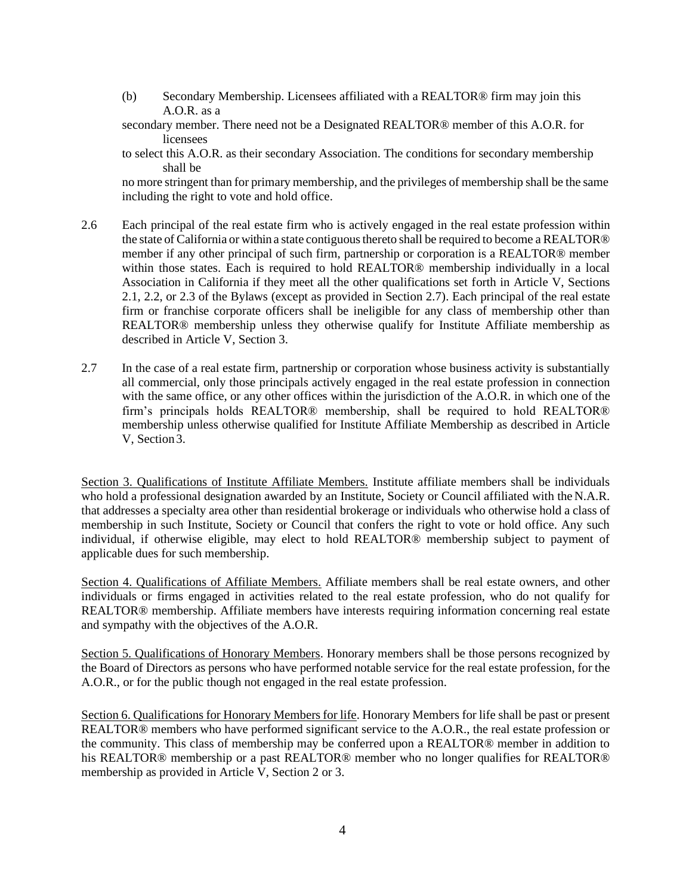(b) Secondary Membership. Licensees affiliated with a REALTOR® firm may join this A.O.R. as a secondary member. There need not be a Designated REALTOR® member of this A.O.R. for licensees to select this A.O.R. as their secondary Association. The conditions for secondary membership shall be no more stringent than for primary membership, and the privileges of membership shall be the same including the right to vote and hold office.

2.6 Each principal of the real estate firm who is actively engaged in the real estate profession within the state of California or within a state contiguous thereto shall be required to become a REALTOR® member if any other principal of such firm, partnership or corporation is a REALTOR® member within those states. Each is required to hold REALTOR® membership individually in a local Association in California if they meet all the other qualifications set forth in Article V, Sections 2.1, 2.2, or 2.3 of the Bylaws (except as provided in Section 2.7). Each principal of the real estate firm or franchise corporate officers shall be ineligible for any class of membership other than REALTOR® membership unless they otherwise qualify for Institute Affiliate membership as described in Article V, Section 3.

2.7 In the case of a real estate firm, partnership or corporation whose business activity is substantially all commercial, only those principals actively engaged in the real estate profession in connection with the same office, or any other offices within the jurisdiction of the A.O.R. in which one of the firm's principals holds REALTOR® membership, shall be required to hold REALTOR® membership unless otherwise qualified for Institute Affiliate Membership as described in Article V, Section 3.

Section 3. Qualifications of Institute Affiliate Members. Institute affiliate members shall be individuals who hold a professional designation awarded by an Institute, Society or Council affiliated with the N.A.R. that addresses a specialty area other than residential brokerage or individuals who otherwise hold a class of membership in such Institute, Society or Council that confers the right to vote or hold office. Any such individual, if otherwise eligible, may elect to hold REALTOR® membership subject to payment of applicable dues for such membership.

Section 4. Qualifications of Affiliate Members. Affiliate members shall be real estate owners, and other individuals or firms engaged in activities related to the real estate profession, who do not qualify for REALTOR® membership. Affiliate members have interests requiring information concerning real estate and sympathy with the objectives of the A.O.R.

Section 5. Qualifications of Honorary Members. Honorary members shall be those persons recognized by the Board of Directors as persons who have performed notable service for the real estate profession, for the A.O.R., or for the public though not engaged in the real estate profession.

Section 6. Qualifications for Honorary Members for life. Honorary Members for life shall be past or present REALTOR® members who have performed significant service to the A.O.R., the real estate profession or the community. This class of membership may be conferred upon a REALTOR® member in addition to his REALTOR® membership or a past REALTOR® member who no longer qualifies for REALTOR® membership as provided in Article V, Section 2 or 3.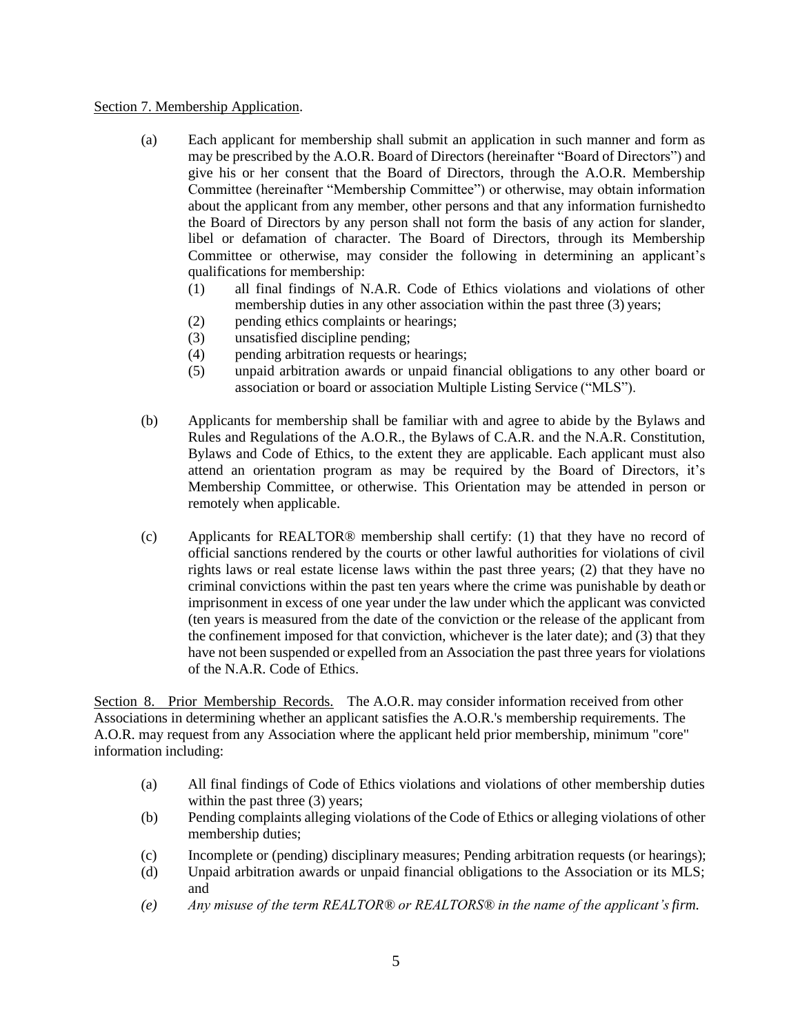Section 7. Membership Application.

(a) Each applicant for membership shall submit an application in such manner and form as may be prescribed by the A.O.R. Board of Directors (hereinafter "Board of Directors") and give his or her consent that the Board of Directors, through the A.O.R. Membership Committee (hereinafter "Membership Committee") or otherwise, may obtain information about the applicant from any member, other persons and that any information furnished to the Board of Directors by any person shall not form the basis of any action for slander, libel or defamation of character. The Board of Directors, through its Membership Committee or otherwise, may consider the following in determining an applicant's qualifications for membership:
  (1) all final findings of N.A.R. Code of Ethics violations and violations of other membership duties in any other association within the past three (3) years;
  (2) pending ethics complaints or hearings;
  (3) unsatisfied discipline pending;
  (4) pending arbitration requests or hearings;
  (5) unpaid arbitration awards or unpaid financial obligations to any other board or association or board or association Multiple Listing Service ("MLS").

(b) Applicants for membership shall be familiar with and agree to abide by the Bylaws and Rules and Regulations of the A.O.R., the Bylaws of C.A.R. and the N.A.R. Constitution, Bylaws and Code of Ethics, to the extent they are applicable. Each applicant must also attend an orientation program as may be required by the Board of Directors, it's Membership Committee, or otherwise. This Orientation may be attended in person or remotely when applicable.

(c) Applicants for REALTOR® membership shall certify: (1) that they have no record of official sanctions rendered by the courts or other lawful authorities for violations of civil rights laws or real estate license laws within the past three years; (2) that they have no criminal convictions within the past ten years where the crime was punishable by death or imprisonment in excess of one year under the law under which the applicant was convicted (ten years is measured from the date of the conviction or the release of the applicant from the confinement imposed for that conviction, whichever is the later date); and (3) that they have not been suspended or expelled from an Association the past three years for violations of the N.A.R. Code of Ethics.

Section 8. Prior Membership Records. The A.O.R. may consider information received from other Associations in determining whether an applicant satisfies the A.O.R.'s membership requirements. The A.O.R. may request from any Association where the applicant held prior membership, minimum "core" information including:

(a) All final findings of Code of Ethics violations and violations of other membership duties within the past three (3) years;
(b) Pending complaints alleging violations of the Code of Ethics or alleging violations of other membership duties;
(c) Incomplete or (pending) disciplinary measures; Pending arbitration requests (or hearings);
(d) Unpaid arbitration awards or unpaid financial obligations to the Association or its MLS; and
*(e) Any misuse of the term REALTOR® or REALTORS® in the name of the applicant's firm.*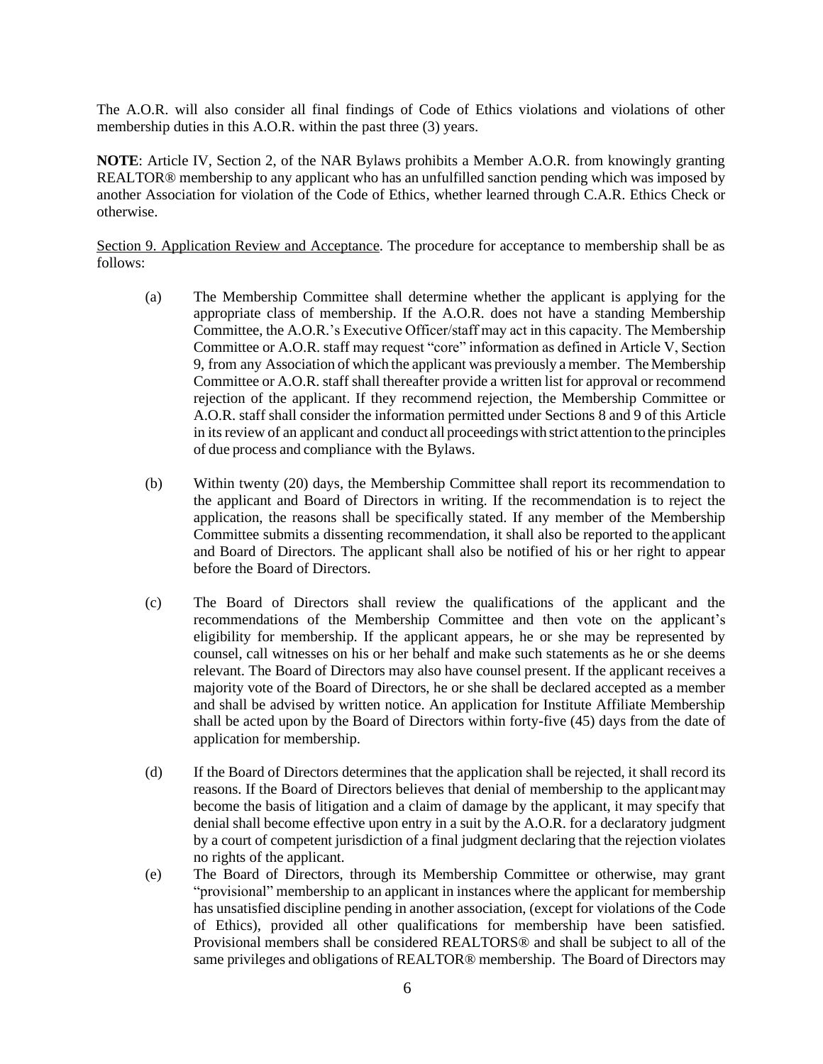The A.O.R. will also consider all final findings of Code of Ethics violations and violations of other membership duties in this A.O.R. within the past three (3) years.

**NOTE**: Article IV, Section 2, of the NAR Bylaws prohibits a Member A.O.R. from knowingly granting REALTOR® membership to any applicant who has an unfulfilled sanction pending which was imposed by another Association for violation of the Code of Ethics, whether learned through C.A.R. Ethics Check or otherwise.

<u>Section 9. Application Review and Acceptance</u>. The procedure for acceptance to membership shall be as follows:

(a) The Membership Committee shall determine whether the applicant is applying for the appropriate class of membership. If the A.O.R. does not have a standing Membership Committee, the A.O.R.'s Executive Officer/staff may act in this capacity. The Membership Committee or A.O.R. staff may request "core" information as defined in Article V, Section 9, from any Association of which the applicant was previously a member. The Membership Committee or A.O.R. staff shall thereafter provide a written list for approval or recommend rejection of the applicant. If they recommend rejection, the Membership Committee or A.O.R. staff shall consider the information permitted under Sections 8 and 9 of this Article in its review of an applicant and conduct all proceedings with strict attention to the principles of due process and compliance with the Bylaws.

(b) Within twenty (20) days, the Membership Committee shall report its recommendation to the applicant and Board of Directors in writing. If the recommendation is to reject the application, the reasons shall be specifically stated. If any member of the Membership Committee submits a dissenting recommendation, it shall also be reported to the applicant and Board of Directors. The applicant shall also be notified of his or her right to appear before the Board of Directors.

(c) The Board of Directors shall review the qualifications of the applicant and the recommendations of the Membership Committee and then vote on the applicant's eligibility for membership. If the applicant appears, he or she may be represented by counsel, call witnesses on his or her behalf and make such statements as he or she deems relevant. The Board of Directors may also have counsel present. If the applicant receives a majority vote of the Board of Directors, he or she shall be declared accepted as a member and shall be advised by written notice. An application for Institute Affiliate Membership shall be acted upon by the Board of Directors within forty-five (45) days from the date of application for membership.

(d) If the Board of Directors determines that the application shall be rejected, it shall record its reasons. If the Board of Directors believes that denial of membership to the applicant may become the basis of litigation and a claim of damage by the applicant, it may specify that denial shall become effective upon entry in a suit by the A.O.R. for a declaratory judgment by a court of competent jurisdiction of a final judgment declaring that the rejection violates no rights of the applicant.

(e) The Board of Directors, through its Membership Committee or otherwise, may grant "provisional" membership to an applicant in instances where the applicant for membership has unsatisfied discipline pending in another association, (except for violations of the Code of Ethics), provided all other qualifications for membership have been satisfied. Provisional members shall be considered REALTORS® and shall be subject to all of the same privileges and obligations of REALTOR® membership. The Board of Directors may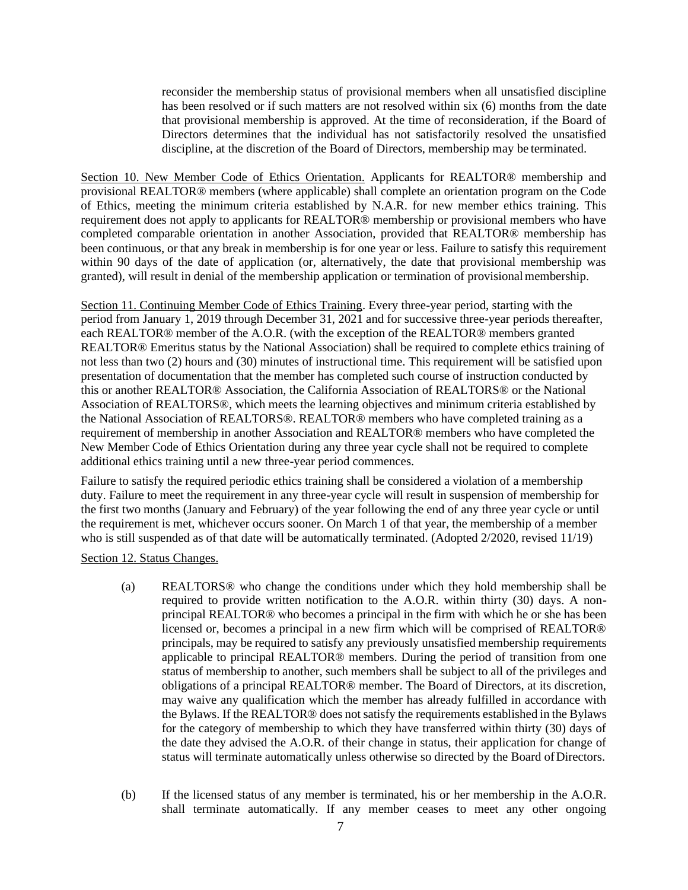reconsider the membership status of provisional members when all unsatisfied discipline has been resolved or if such matters are not resolved within six (6) months from the date that provisional membership is approved. At the time of reconsideration, if the Board of Directors determines that the individual has not satisfactorily resolved the unsatisfied discipline, at the discretion of the Board of Directors, membership may be terminated.

<u>Section 10. New Member Code of Ethics Orientation.</u> Applicants for REALTOR® membership and provisional REALTOR® members (where applicable) shall complete an orientation program on the Code of Ethics, meeting the minimum criteria established by N.A.R. for new member ethics training. This requirement does not apply to applicants for REALTOR® membership or provisional members who have completed comparable orientation in another Association, provided that REALTOR® membership has been continuous, or that any break in membership is for one year or less. Failure to satisfy this requirement within 90 days of the date of application (or, alternatively, the date that provisional membership was granted), will result in denial of the membership application or termination of provisional membership.

<u>Section 11. Continuing Member Code of Ethics Training</u>. Every three-year period, starting with the period from January 1, 2019 through December 31, 2021 and for successive three-year periods thereafter, each REALTOR® member of the A.O.R. (with the exception of the REALTOR® members granted REALTOR® Emeritus status by the National Association) shall be required to complete ethics training of not less than two (2) hours and (30) minutes of instructional time. This requirement will be satisfied upon presentation of documentation that the member has completed such course of instruction conducted by this or another REALTOR® Association, the California Association of REALTORS® or the National Association of REALTORS®, which meets the learning objectives and minimum criteria established by the National Association of REALTORS®. REALTOR® members who have completed training as a requirement of membership in another Association and REALTOR® members who have completed the New Member Code of Ethics Orientation during any three year cycle shall not be required to complete additional ethics training until a new three-year period commences.

Failure to satisfy the required periodic ethics training shall be considered a violation of a membership duty. Failure to meet the requirement in any three-year cycle will result in suspension of membership for the first two months (January and February) of the year following the end of any three year cycle or until the requirement is met, whichever occurs sooner. On March 1 of that year, the membership of a member who is still suspended as of that date will be automatically terminated. (Adopted 2/2020, revised 11/19)

<u>Section 12. Status Changes.</u>

(a) REALTORS® who change the conditions under which they hold membership shall be required to provide written notification to the A.O.R. within thirty (30) days. A non-principal REALTOR® who becomes a principal in the firm with which he or she has been licensed or, becomes a principal in a new firm which will be comprised of REALTOR® principals, may be required to satisfy any previously unsatisfied membership requirements applicable to principal REALTOR® members. During the period of transition from one status of membership to another, such members shall be subject to all of the privileges and obligations of a principal REALTOR® member. The Board of Directors, at its discretion, may waive any qualification which the member has already fulfilled in accordance with the Bylaws. If the REALTOR® does not satisfy the requirements established in the Bylaws for the category of membership to which they have transferred within thirty (30) days of the date they advised the A.O.R. of their change in status, their application for change of status will terminate automatically unless otherwise so directed by the Board of Directors.

(b) If the licensed status of any member is terminated, his or her membership in the A.O.R. shall terminate automatically. If any member ceases to meet any other ongoing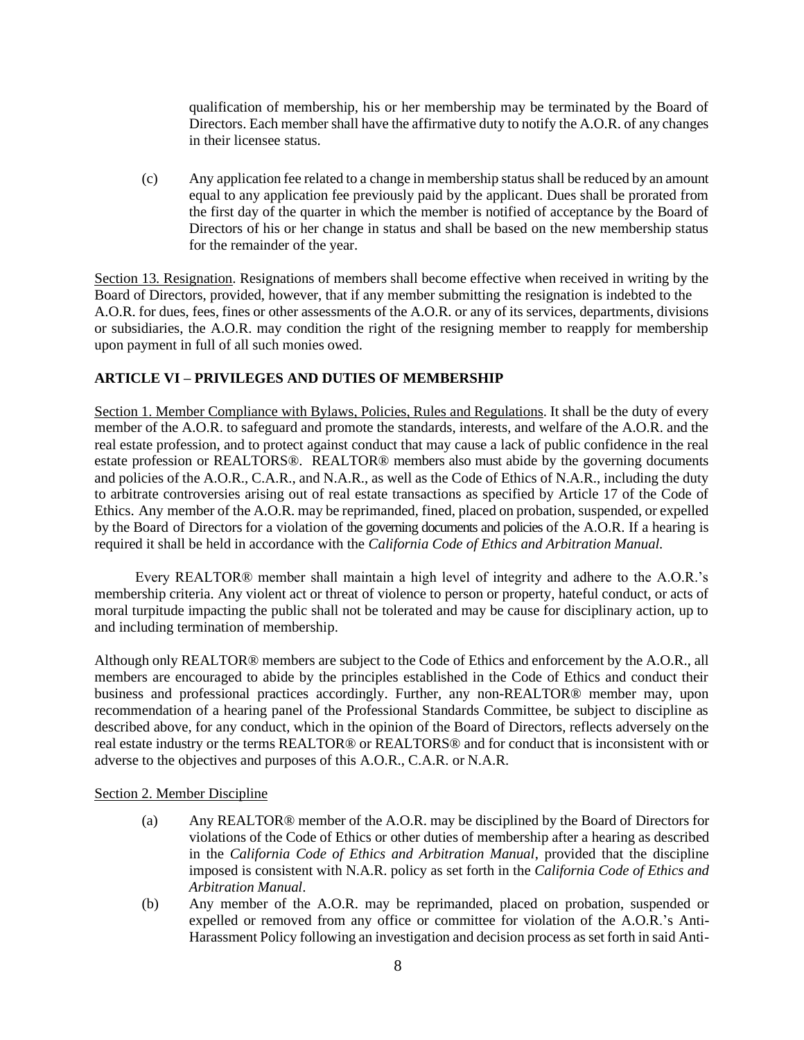qualification of membership, his or her membership may be terminated by the Board of Directors. Each member shall have the affirmative duty to notify the A.O.R. of any changes in their licensee status.

(c) Any application fee related to a change in membership status shall be reduced by an amount equal to any application fee previously paid by the applicant. Dues shall be prorated from the first day of the quarter in which the member is notified of acceptance by the Board of Directors of his or her change in status and shall be based on the new membership status for the remainder of the year.

Section 13. Resignation. Resignations of members shall become effective when received in writing by the Board of Directors, provided, however, that if any member submitting the resignation is indebted to the A.O.R. for dues, fees, fines or other assessments of the A.O.R. or any of its services, departments, divisions or subsidiaries, the A.O.R. may condition the right of the resigning member to reapply for membership upon payment in full of all such monies owed.

## ARTICLE VI – PRIVILEGES AND DUTIES OF MEMBERSHIP

Section 1. Member Compliance with Bylaws, Policies, Rules and Regulations. It shall be the duty of every member of the A.O.R. to safeguard and promote the standards, interests, and welfare of the A.O.R. and the real estate profession, and to protect against conduct that may cause a lack of public confidence in the real estate profession or REALTORS®. REALTOR® members also must abide by the governing documents and policies of the A.O.R., C.A.R., and N.A.R., as well as the Code of Ethics of N.A.R., including the duty to arbitrate controversies arising out of real estate transactions as specified by Article 17 of the Code of Ethics. Any member of the A.O.R. may be reprimanded, fined, placed on probation, suspended, or expelled by the Board of Directors for a violation of the governing documents and policies of the A.O.R. If a hearing is required it shall be held in accordance with the *California Code of Ethics and Arbitration Manual*.

Every REALTOR® member shall maintain a high level of integrity and adhere to the A.O.R.'s membership criteria. Any violent act or threat of violence to person or property, hateful conduct, or acts of moral turpitude impacting the public shall not be tolerated and may be cause for disciplinary action, up to and including termination of membership.

Although only REALTOR® members are subject to the Code of Ethics and enforcement by the A.O.R., all members are encouraged to abide by the principles established in the Code of Ethics and conduct their business and professional practices accordingly. Further, any non-REALTOR® member may, upon recommendation of a hearing panel of the Professional Standards Committee, be subject to discipline as described above, for any conduct, which in the opinion of the Board of Directors, reflects adversely on the real estate industry or the terms REALTOR® or REALTORS® and for conduct that is inconsistent with or adverse to the objectives and purposes of this A.O.R., C.A.R. or N.A.R.

Section 2. Member Discipline

(a) Any REALTOR® member of the A.O.R. may be disciplined by the Board of Directors for violations of the Code of Ethics or other duties of membership after a hearing as described in the *California Code of Ethics and Arbitration Manual*, provided that the discipline imposed is consistent with N.A.R. policy as set forth in the *California Code of Ethics and Arbitration Manual*.

(b) Any member of the A.O.R. may be reprimanded, placed on probation, suspended or expelled or removed from any office or committee for violation of the A.O.R.'s Anti-Harassment Policy following an investigation and decision process as set forth in said Anti-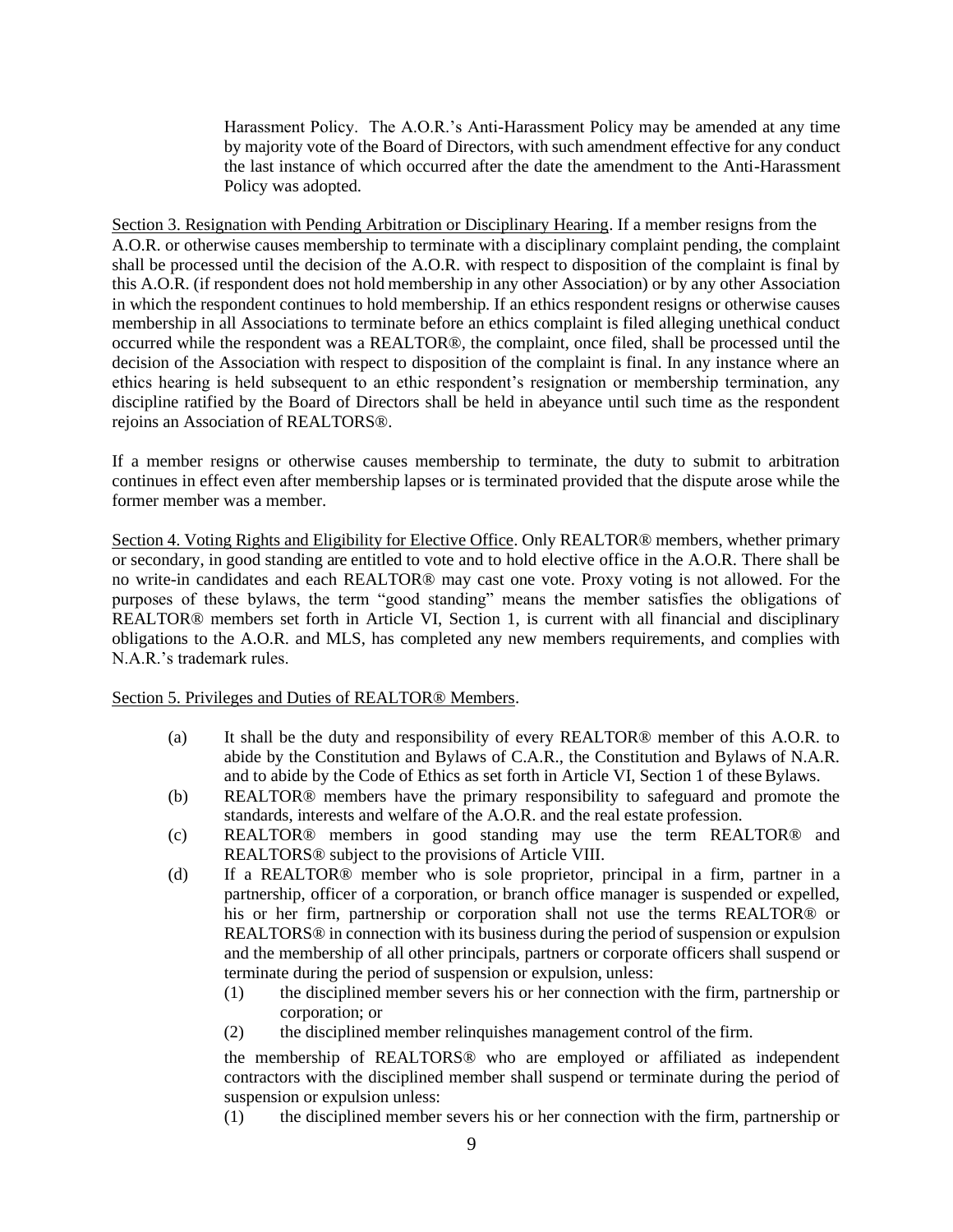Harassment Policy. The A.O.R.'s Anti-Harassment Policy may be amended at any time by majority vote of the Board of Directors, with such amendment effective for any conduct the last instance of which occurred after the date the amendment to the Anti-Harassment Policy was adopted.

Section 3. Resignation with Pending Arbitration or Disciplinary Hearing. If a member resigns from the A.O.R. or otherwise causes membership to terminate with a disciplinary complaint pending, the complaint shall be processed until the decision of the A.O.R. with respect to disposition of the complaint is final by this A.O.R. (if respondent does not hold membership in any other Association) or by any other Association in which the respondent continues to hold membership. If an ethics respondent resigns or otherwise causes membership in all Associations to terminate before an ethics complaint is filed alleging unethical conduct occurred while the respondent was a REALTOR®, the complaint, once filed, shall be processed until the decision of the Association with respect to disposition of the complaint is final. In any instance where an ethics hearing is held subsequent to an ethic respondent's resignation or membership termination, any discipline ratified by the Board of Directors shall be held in abeyance until such time as the respondent rejoins an Association of REALTORS®.

If a member resigns or otherwise causes membership to terminate, the duty to submit to arbitration continues in effect even after membership lapses or is terminated provided that the dispute arose while the former member was a member.

Section 4. Voting Rights and Eligibility for Elective Office. Only REALTOR® members, whether primary or secondary, in good standing are entitled to vote and to hold elective office in the A.O.R. There shall be no write-in candidates and each REALTOR® may cast one vote. Proxy voting is not allowed. For the purposes of these bylaws, the term "good standing" means the member satisfies the obligations of REALTOR® members set forth in Article VI, Section 1, is current with all financial and disciplinary obligations to the A.O.R. and MLS, has completed any new members requirements, and complies with N.A.R.'s trademark rules.

Section 5. Privileges and Duties of REALTOR® Members.

(a) It shall be the duty and responsibility of every REALTOR® member of this A.O.R. to abide by the Constitution and Bylaws of C.A.R., the Constitution and Bylaws of N.A.R. and to abide by the Code of Ethics as set forth in Article VI, Section 1 of these Bylaws.

(b) REALTOR® members have the primary responsibility to safeguard and promote the standards, interests and welfare of the A.O.R. and the real estate profession.

(c) REALTOR® members in good standing may use the term REALTOR® and REALTORS® subject to the provisions of Article VIII.

(d) If a REALTOR® member who is sole proprietor, principal in a firm, partner in a partnership, officer of a corporation, or branch office manager is suspended or expelled, his or her firm, partnership or corporation shall not use the terms REALTOR® or REALTORS® in connection with its business during the period of suspension or expulsion and the membership of all other principals, partners or corporate officers shall suspend or terminate during the period of suspension or expulsion, unless:

(1) the disciplined member severs his or her connection with the firm, partnership or corporation; or

(2) the disciplined member relinquishes management control of the firm.

the membership of REALTORS® who are employed or affiliated as independent contractors with the disciplined member shall suspend or terminate during the period of suspension or expulsion unless:

(1) the disciplined member severs his or her connection with the firm, partnership or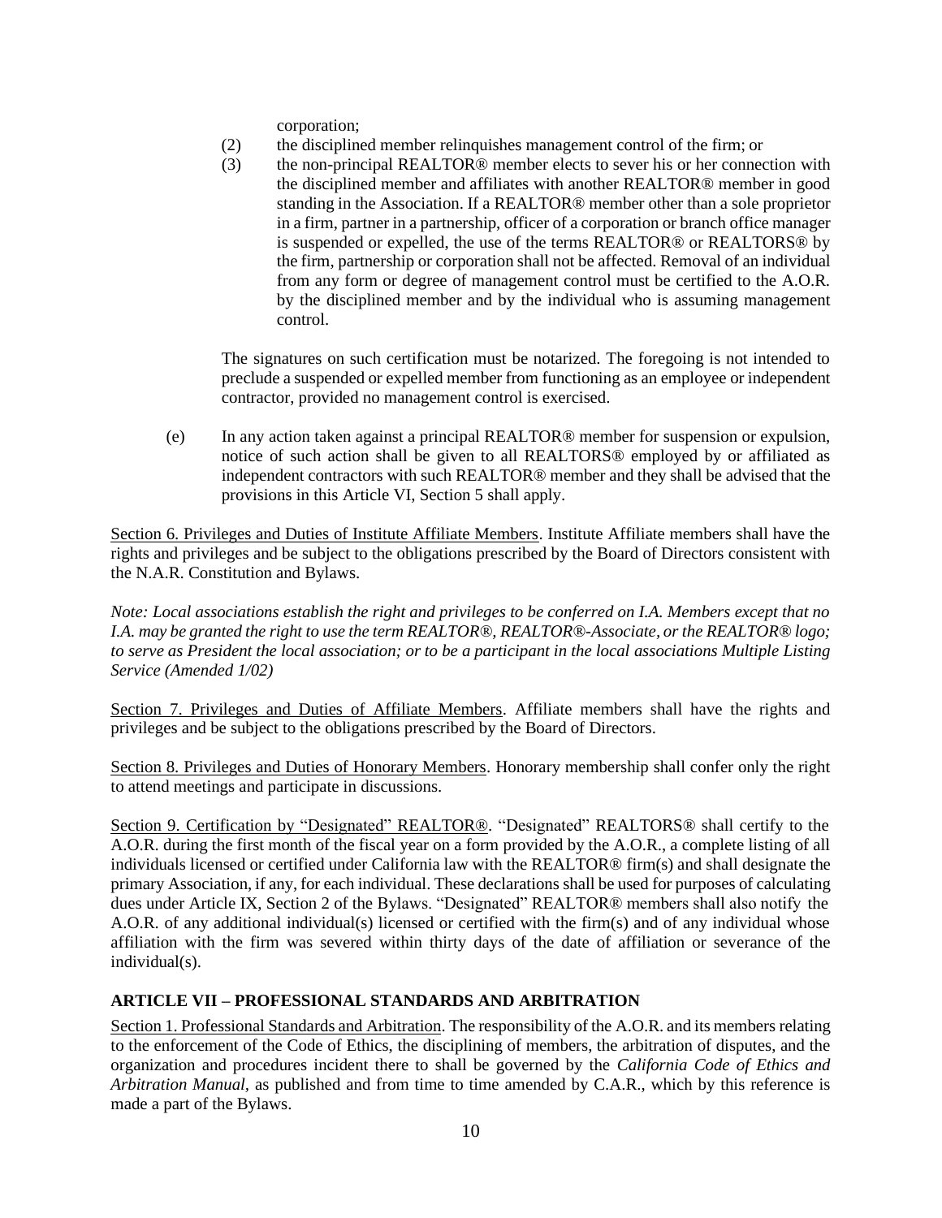corporation;

(2) the disciplined member relinquishes management control of the firm; or

(3) the non-principal REALTOR® member elects to sever his or her connection with the disciplined member and affiliates with another REALTOR® member in good standing in the Association. If a REALTOR® member other than a sole proprietor in a firm, partner in a partnership, officer of a corporation or branch office manager is suspended or expelled, the use of the terms REALTOR® or REALTORS® by the firm, partnership or corporation shall not be affected. Removal of an individual from any form or degree of management control must be certified to the A.O.R. by the disciplined member and by the individual who is assuming management control.

The signatures on such certification must be notarized. The foregoing is not intended to preclude a suspended or expelled member from functioning as an employee or independent contractor, provided no management control is exercised.

(e) In any action taken against a principal REALTOR® member for suspension or expulsion, notice of such action shall be given to all REALTORS® employed by or affiliated as independent contractors with such REALTOR® member and they shall be advised that the provisions in this Article VI, Section 5 shall apply.

<u>Section 6. Privileges and Duties of Institute Affiliate Members</u>. Institute Affiliate members shall have the rights and privileges and be subject to the obligations prescribed by the Board of Directors consistent with the N.A.R. Constitution and Bylaws.

*Note: Local associations establish the right and privileges to be conferred on I.A. Members except that no I.A. may be granted the right to use the term REALTOR®, REALTOR®-Associate, or the REALTOR® logo; to serve as President the local association; or to be a participant in the local associations Multiple Listing Service (Amended 1/02)*

<u>Section 7. Privileges and Duties of Affiliate Members</u>. Affiliate members shall have the rights and privileges and be subject to the obligations prescribed by the Board of Directors.

<u>Section 8. Privileges and Duties of Honorary Members</u>. Honorary membership shall confer only the right to attend meetings and participate in discussions.

<u>Section 9. Certification by "Designated" REALTOR®</u>. "Designated" REALTORS® shall certify to the A.O.R. during the first month of the fiscal year on a form provided by the A.O.R., a complete listing of all individuals licensed or certified under California law with the REALTOR® firm(s) and shall designate the primary Association, if any, for each individual. These declarations shall be used for purposes of calculating dues under Article IX, Section 2 of the Bylaws. "Designated" REALTOR® members shall also notify the A.O.R. of any additional individual(s) licensed or certified with the firm(s) and of any individual whose affiliation with the firm was severed within thirty days of the date of affiliation or severance of the individual(s).

## ARTICLE VII – PROFESSIONAL STANDARDS AND ARBITRATION

<u>Section 1. Professional Standards and Arbitration</u>. The responsibility of the A.O.R. and its members relating to the enforcement of the Code of Ethics, the disciplining of members, the arbitration of disputes, and the organization and procedures incident there to shall be governed by the *California Code of Ethics and Arbitration Manual,* as published and from time to time amended by C.A.R., which by this reference is made a part of the Bylaws.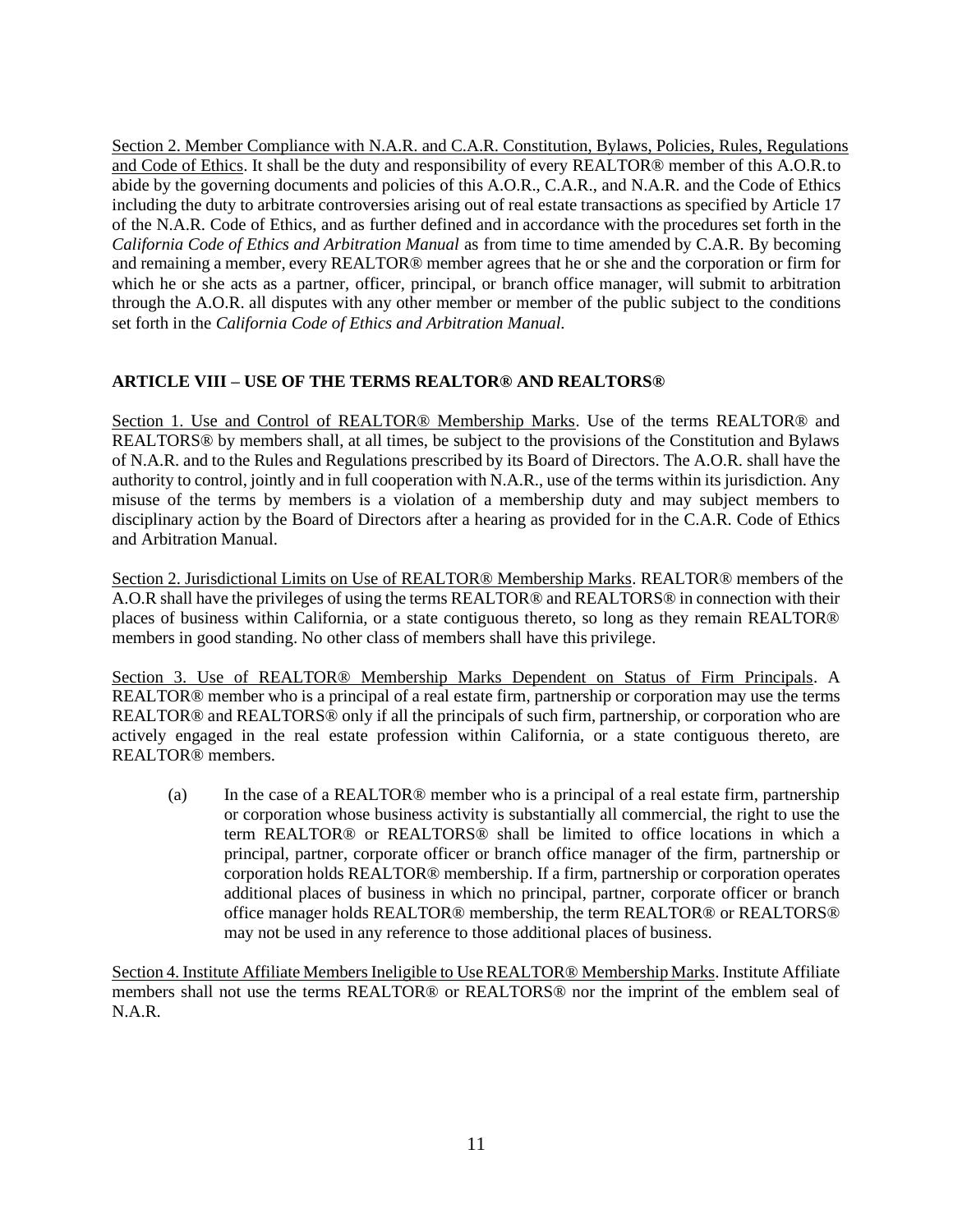Section 2. Member Compliance with N.A.R. and C.A.R. Constitution, Bylaws, Policies, Rules, Regulations and Code of Ethics. It shall be the duty and responsibility of every REALTOR® member of this A.O.R.to abide by the governing documents and policies of this A.O.R., C.A.R., and N.A.R. and the Code of Ethics including the duty to arbitrate controversies arising out of real estate transactions as specified by Article 17 of the N.A.R. Code of Ethics, and as further defined and in accordance with the procedures set forth in the *California Code of Ethics and Arbitration Manual* as from time to time amended by C.A.R. By becoming and remaining a member, every REALTOR® member agrees that he or she and the corporation or firm for which he or she acts as a partner, officer, principal, or branch office manager, will submit to arbitration through the A.O.R. all disputes with any other member or member of the public subject to the conditions set forth in the *California Code of Ethics and Arbitration Manual*.

## ARTICLE VIII – USE OF THE TERMS REALTOR® AND REALTORS®

Section 1. Use and Control of REALTOR® Membership Marks. Use of the terms REALTOR® and REALTORS® by members shall, at all times, be subject to the provisions of the Constitution and Bylaws of N.A.R. and to the Rules and Regulations prescribed by its Board of Directors. The A.O.R. shall have the authority to control, jointly and in full cooperation with N.A.R., use of the terms within its jurisdiction. Any misuse of the terms by members is a violation of a membership duty and may subject members to disciplinary action by the Board of Directors after a hearing as provided for in the C.A.R. Code of Ethics and Arbitration Manual.

Section 2. Jurisdictional Limits on Use of REALTOR® Membership Marks. REALTOR® members of the A.O.R shall have the privileges of using the terms REALTOR® and REALTORS® in connection with their places of business within California, or a state contiguous thereto, so long as they remain REALTOR® members in good standing. No other class of members shall have this privilege.

Section 3. Use of REALTOR® Membership Marks Dependent on Status of Firm Principals. A REALTOR® member who is a principal of a real estate firm, partnership or corporation may use the terms REALTOR® and REALTORS® only if all the principals of such firm, partnership, or corporation who are actively engaged in the real estate profession within California, or a state contiguous thereto, are REALTOR® members.

(a) In the case of a REALTOR® member who is a principal of a real estate firm, partnership or corporation whose business activity is substantially all commercial, the right to use the term REALTOR® or REALTORS® shall be limited to office locations in which a principal, partner, corporate officer or branch office manager of the firm, partnership or corporation holds REALTOR® membership. If a firm, partnership or corporation operates additional places of business in which no principal, partner, corporate officer or branch office manager holds REALTOR® membership, the term REALTOR® or REALTORS® may not be used in any reference to those additional places of business.

Section 4. Institute Affiliate Members Ineligible to Use REALTOR® Membership Marks. Institute Affiliate members shall not use the terms REALTOR® or REALTORS® nor the imprint of the emblem seal of N.A.R.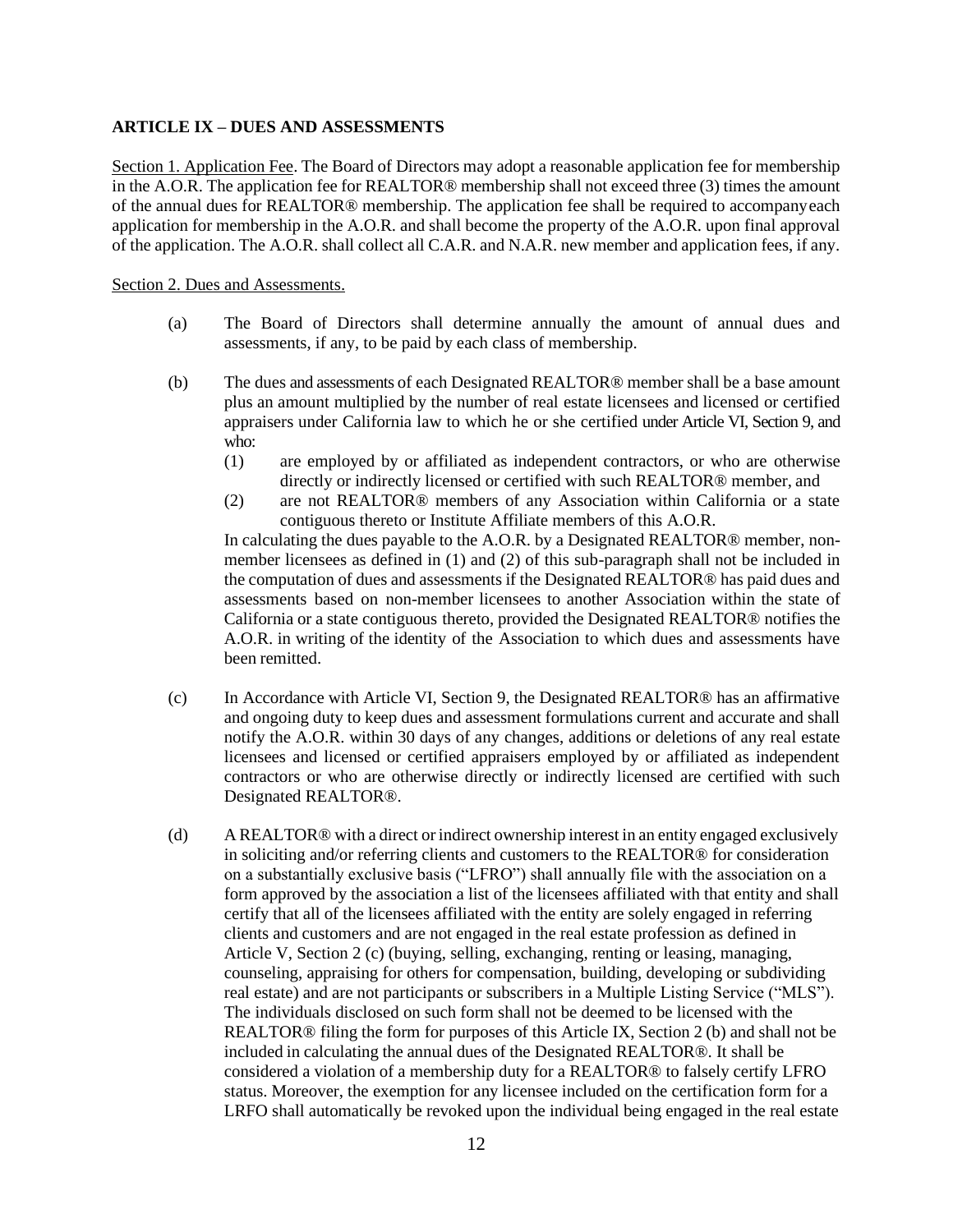## ARTICLE IX – DUES AND ASSESSMENTS

Section 1. Application Fee. The Board of Directors may adopt a reasonable application fee for membership in the A.O.R. The application fee for REALTOR® membership shall not exceed three (3) times the amount of the annual dues for REALTOR® membership. The application fee shall be required to accompany each application for membership in the A.O.R. and shall become the property of the A.O.R. upon final approval of the application. The A.O.R. shall collect all C.A.R. and N.A.R. new member and application fees, if any.

Section 2. Dues and Assessments.

(a) The Board of Directors shall determine annually the amount of annual dues and assessments, if any, to be paid by each class of membership.

(b) The dues and assessments of each Designated REALTOR® member shall be a base amount plus an amount multiplied by the number of real estate licensees and licensed or certified appraisers under California law to which he or she certified under Article VI, Section 9, and who:

(1) are employed by or affiliated as independent contractors, or who are otherwise directly or indirectly licensed or certified with such REALTOR® member, and

(2) are not REALTOR® members of any Association within California or a state contiguous thereto or Institute Affiliate members of this A.O.R.

In calculating the dues payable to the A.O.R. by a Designated REALTOR® member, non-member licensees as defined in (1) and (2) of this sub-paragraph shall not be included in the computation of dues and assessments if the Designated REALTOR® has paid dues and assessments based on non-member licensees to another Association within the state of California or a state contiguous thereto, provided the Designated REALTOR® notifies the A.O.R. in writing of the identity of the Association to which dues and assessments have been remitted.

(c) In Accordance with Article VI, Section 9, the Designated REALTOR® has an affirmative and ongoing duty to keep dues and assessment formulations current and accurate and shall notify the A.O.R. within 30 days of any changes, additions or deletions of any real estate licensees and licensed or certified appraisers employed by or affiliated as independent contractors or who are otherwise directly or indirectly licensed are certified with such Designated REALTOR®.

(d) A REALTOR® with a direct or indirect ownership interest in an entity engaged exclusively in soliciting and/or referring clients and customers to the REALTOR® for consideration on a substantially exclusive basis ("LFRO") shall annually file with the association on a form approved by the association a list of the licensees affiliated with that entity and shall certify that all of the licensees affiliated with the entity are solely engaged in referring clients and customers and are not engaged in the real estate profession as defined in Article V, Section 2 (c) (buying, selling, exchanging, renting or leasing, managing, counseling, appraising for others for compensation, building, developing or subdividing real estate) and are not participants or subscribers in a Multiple Listing Service ("MLS"). The individuals disclosed on such form shall not be deemed to be licensed with the REALTOR® filing the form for purposes of this Article IX, Section 2 (b) and shall not be included in calculating the annual dues of the Designated REALTOR®. It shall be considered a violation of a membership duty for a REALTOR® to falsely certify LFRO status. Moreover, the exemption for any licensee included on the certification form for a LRFO shall automatically be revoked upon the individual being engaged in the real estate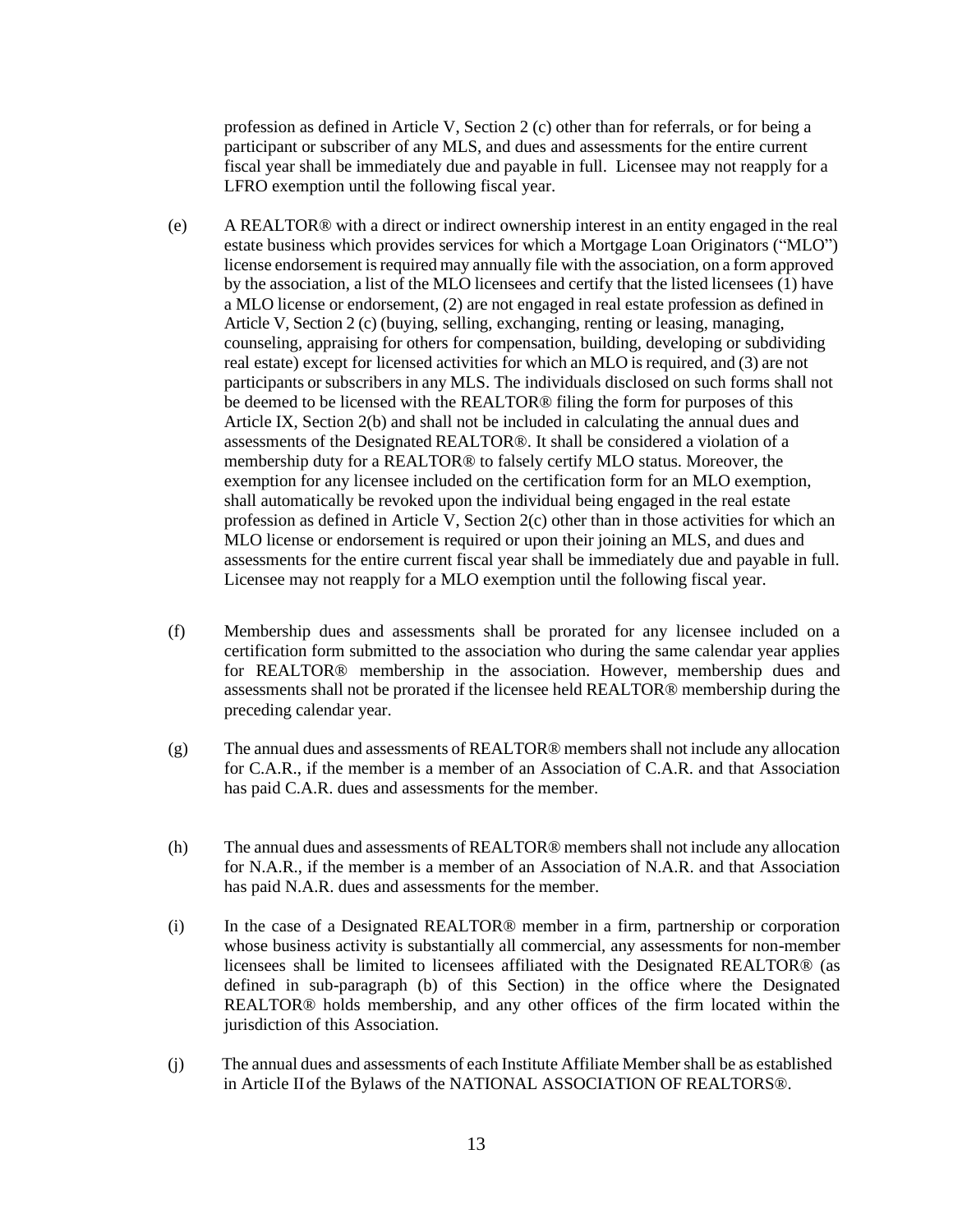profession as defined in Article V, Section 2 (c) other than for referrals, or for being a participant or subscriber of any MLS, and dues and assessments for the entire current fiscal year shall be immediately due and payable in full. Licensee may not reapply for a LFRO exemption until the following fiscal year.

(e) A REALTOR® with a direct or indirect ownership interest in an entity engaged in the real estate business which provides services for which a Mortgage Loan Originators ("MLO") license endorsement is required may annually file with the association, on a form approved by the association, a list of the MLO licensees and certify that the listed licensees (1) have a MLO license or endorsement, (2) are not engaged in real estate profession as defined in Article V, Section 2 (c) (buying, selling, exchanging, renting or leasing, managing, counseling, appraising for others for compensation, building, developing or subdividing real estate) except for licensed activities for which an MLO is required, and (3) are not participants or subscribers in any MLS. The individuals disclosed on such forms shall not be deemed to be licensed with the REALTOR® filing the form for purposes of this Article IX, Section 2(b) and shall not be included in calculating the annual dues and assessments of the Designated REALTOR®. It shall be considered a violation of a membership duty for a REALTOR® to falsely certify MLO status. Moreover, the exemption for any licensee included on the certification form for an MLO exemption, shall automatically be revoked upon the individual being engaged in the real estate profession as defined in Article V, Section 2(c) other than in those activities for which an MLO license or endorsement is required or upon their joining an MLS, and dues and assessments for the entire current fiscal year shall be immediately due and payable in full. Licensee may not reapply for a MLO exemption until the following fiscal year.

(f) Membership dues and assessments shall be prorated for any licensee included on a certification form submitted to the association who during the same calendar year applies for REALTOR® membership in the association. However, membership dues and assessments shall not be prorated if the licensee held REALTOR® membership during the preceding calendar year.

(g) The annual dues and assessments of REALTOR® members shall not include any allocation for C.A.R., if the member is a member of an Association of C.A.R. and that Association has paid C.A.R. dues and assessments for the member.

(h) The annual dues and assessments of REALTOR® members shall not include any allocation for N.A.R., if the member is a member of an Association of N.A.R. and that Association has paid N.A.R. dues and assessments for the member.

(i) In the case of a Designated REALTOR® member in a firm, partnership or corporation whose business activity is substantially all commercial, any assessments for non-member licensees shall be limited to licensees affiliated with the Designated REALTOR® (as defined in sub-paragraph (b) of this Section) in the office where the Designated REALTOR® holds membership, and any other offices of the firm located within the jurisdiction of this Association.

(j) The annual dues and assessments of each Institute Affiliate Member shall be as established in Article II of the Bylaws of the NATIONAL ASSOCIATION OF REALTORS®.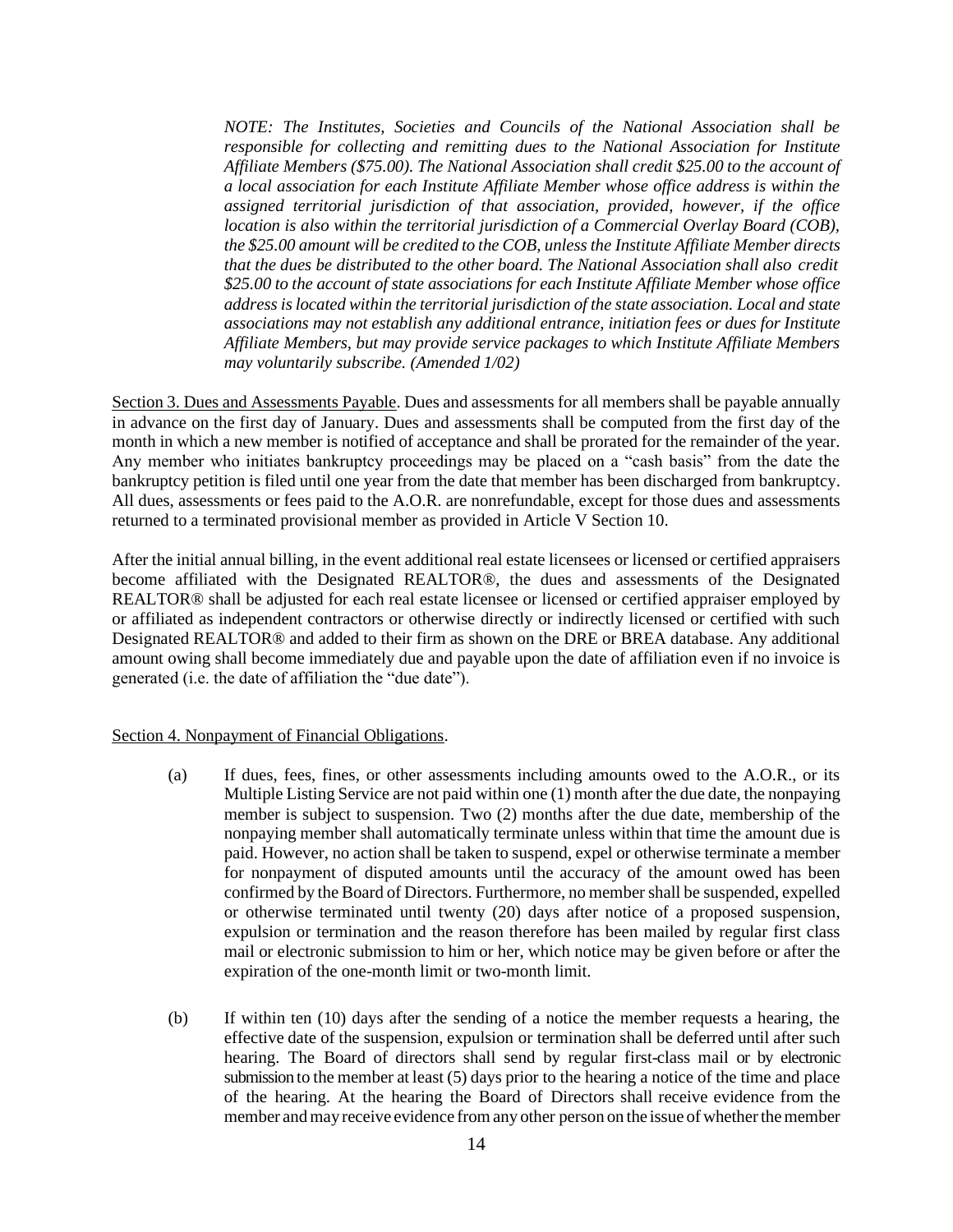*NOTE: The Institutes, Societies and Councils of the National Association shall be responsible for collecting and remitting dues to the National Association for Institute Affiliate Members ($75.00). The National Association shall credit $25.00 to the account of a local association for each Institute Affiliate Member whose office address is within the assigned territorial jurisdiction of that association, provided, however, if the office location is also within the territorial jurisdiction of a Commercial Overlay Board (COB), the $25.00 amount will be credited to the COB, unless the Institute Affiliate Member directs that the dues be distributed to the other board. The National Association shall also credit $25.00 to the account of state associations for each Institute Affiliate Member whose office address is located within the territorial jurisdiction of the state association. Local and state associations may not establish any additional entrance, initiation fees or dues for Institute Affiliate Members, but may provide service packages to which Institute Affiliate Members may voluntarily subscribe. (Amended 1/02)*

<u>Section 3. Dues and Assessments Payable</u>. Dues and assessments for all members shall be payable annually in advance on the first day of January. Dues and assessments shall be computed from the first day of the month in which a new member is notified of acceptance and shall be prorated for the remainder of the year. Any member who initiates bankruptcy proceedings may be placed on a "cash basis" from the date the bankruptcy petition is filed until one year from the date that member has been discharged from bankruptcy. All dues, assessments or fees paid to the A.O.R. are nonrefundable, except for those dues and assessments returned to a terminated provisional member as provided in Article V Section 10.

After the initial annual billing, in the event additional real estate licensees or licensed or certified appraisers become affiliated with the Designated REALTOR®, the dues and assessments of the Designated REALTOR® shall be adjusted for each real estate licensee or licensed or certified appraiser employed by or affiliated as independent contractors or otherwise directly or indirectly licensed or certified with such Designated REALTOR® and added to their firm as shown on the DRE or BREA database. Any additional amount owing shall become immediately due and payable upon the date of affiliation even if no invoice is generated (i.e. the date of affiliation the "due date").

<u>Section 4. Nonpayment of Financial Obligations</u>.

(a) If dues, fees, fines, or other assessments including amounts owed to the A.O.R., or its Multiple Listing Service are not paid within one (1) month after the due date, the nonpaying member is subject to suspension. Two (2) months after the due date, membership of the nonpaying member shall automatically terminate unless within that time the amount due is paid. However, no action shall be taken to suspend, expel or otherwise terminate a member for nonpayment of disputed amounts until the accuracy of the amount owed has been confirmed by the Board of Directors. Furthermore, no member shall be suspended, expelled or otherwise terminated until twenty (20) days after notice of a proposed suspension, expulsion or termination and the reason therefore has been mailed by regular first class mail or electronic submission to him or her, which notice may be given before or after the expiration of the one-month limit or two-month limit.

(b) If within ten (10) days after the sending of a notice the member requests a hearing, the effective date of the suspension, expulsion or termination shall be deferred until after such hearing. The Board of directors shall send by regular first-class mail or by electronic submission to the member at least (5) days prior to the hearing a notice of the time and place of the hearing. At the hearing the Board of Directors shall receive evidence from the member and may receive evidence from any other person on the issue of whether the member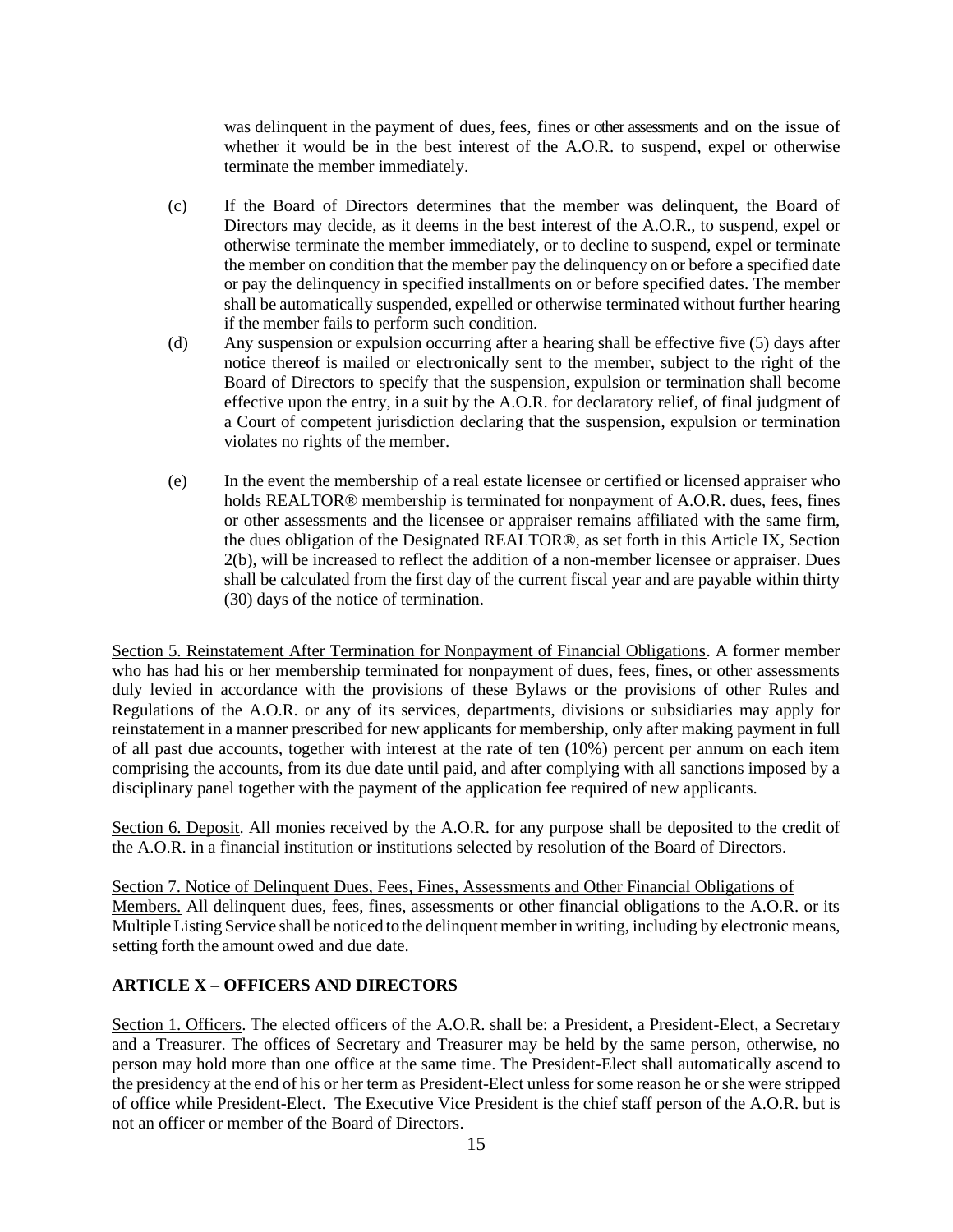was delinquent in the payment of dues, fees, fines or other assessments and on the issue of whether it would be in the best interest of the A.O.R. to suspend, expel or otherwise terminate the member immediately.

(c) If the Board of Directors determines that the member was delinquent, the Board of Directors may decide, as it deems in the best interest of the A.O.R., to suspend, expel or otherwise terminate the member immediately, or to decline to suspend, expel or terminate the member on condition that the member pay the delinquency on or before a specified date or pay the delinquency in specified installments on or before specified dates. The member shall be automatically suspended, expelled or otherwise terminated without further hearing if the member fails to perform such condition.

(d) Any suspension or expulsion occurring after a hearing shall be effective five (5) days after notice thereof is mailed or electronically sent to the member, subject to the right of the Board of Directors to specify that the suspension, expulsion or termination shall become effective upon the entry, in a suit by the A.O.R. for declaratory relief, of final judgment of a Court of competent jurisdiction declaring that the suspension, expulsion or termination violates no rights of the member.

(e) In the event the membership of a real estate licensee or certified or licensed appraiser who holds REALTOR® membership is terminated for nonpayment of A.O.R. dues, fees, fines or other assessments and the licensee or appraiser remains affiliated with the same firm, the dues obligation of the Designated REALTOR®, as set forth in this Article IX, Section 2(b), will be increased to reflect the addition of a non-member licensee or appraiser. Dues shall be calculated from the first day of the current fiscal year and are payable within thirty (30) days of the notice of termination.

Section 5. Reinstatement After Termination for Nonpayment of Financial Obligations. A former member who has had his or her membership terminated for nonpayment of dues, fees, fines, or other assessments duly levied in accordance with the provisions of these Bylaws or the provisions of other Rules and Regulations of the A.O.R. or any of its services, departments, divisions or subsidiaries may apply for reinstatement in a manner prescribed for new applicants for membership, only after making payment in full of all past due accounts, together with interest at the rate of ten (10%) percent per annum on each item comprising the accounts, from its due date until paid, and after complying with all sanctions imposed by a disciplinary panel together with the payment of the application fee required of new applicants.

Section 6. Deposit. All monies received by the A.O.R. for any purpose shall be deposited to the credit of the A.O.R. in a financial institution or institutions selected by resolution of the Board of Directors.

Section 7. Notice of Delinquent Dues, Fees, Fines, Assessments and Other Financial Obligations of Members. All delinquent dues, fees, fines, assessments or other financial obligations to the A.O.R. or its Multiple Listing Service shall be noticed to the delinquent member in writing, including by electronic means, setting forth the amount owed and due date.

## ARTICLE X – OFFICERS AND DIRECTORS

Section 1. Officers. The elected officers of the A.O.R. shall be: a President, a President-Elect, a Secretary and a Treasurer. The offices of Secretary and Treasurer may be held by the same person, otherwise, no person may hold more than one office at the same time. The President-Elect shall automatically ascend to the presidency at the end of his or her term as President-Elect unless for some reason he or she were stripped of office while President-Elect. The Executive Vice President is the chief staff person of the A.O.R. but is not an officer or member of the Board of Directors.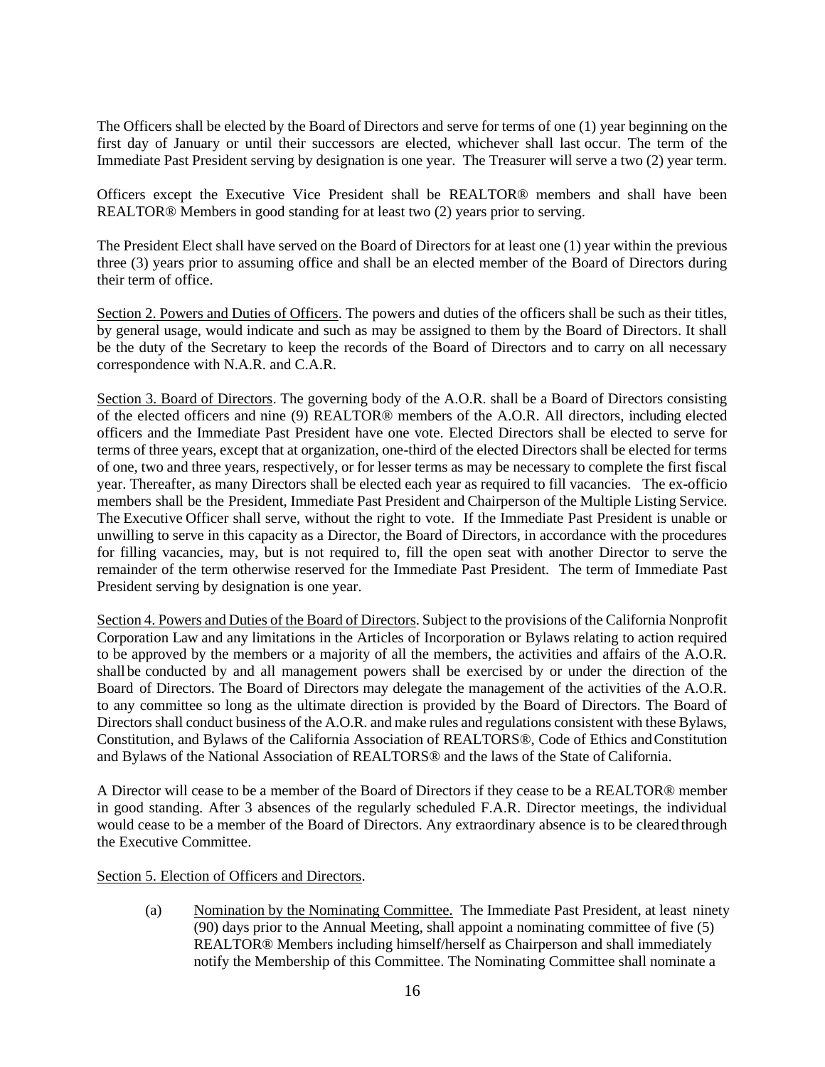The Officers shall be elected by the Board of Directors and serve for terms of one (1) year beginning on the first day of January or until their successors are elected, whichever shall last occur. The term of the Immediate Past President serving by designation is one year. The Treasurer will serve a two (2) year term.

Officers except the Executive Vice President shall be REALTOR® members and shall have been REALTOR® Members in good standing for at least two (2) years prior to serving.

The President Elect shall have served on the Board of Directors for at least one (1) year within the previous three (3) years prior to assuming office and shall be an elected member of the Board of Directors during their term of office.

Section 2. Powers and Duties of Officers. The powers and duties of the officers shall be such as their titles, by general usage, would indicate and such as may be assigned to them by the Board of Directors. It shall be the duty of the Secretary to keep the records of the Board of Directors and to carry on all necessary correspondence with N.A.R. and C.A.R.

Section 3. Board of Directors. The governing body of the A.O.R. shall be a Board of Directors consisting of the elected officers and nine (9) REALTOR® members of the A.O.R. All directors, including elected officers and the Immediate Past President have one vote. Elected Directors shall be elected to serve for terms of three years, except that at organization, one-third of the elected Directors shall be elected for terms of one, two and three years, respectively, or for lesser terms as may be necessary to complete the first fiscal year. Thereafter, as many Directors shall be elected each year as required to fill vacancies. The ex-officio members shall be the President, Immediate Past President and Chairperson of the Multiple Listing Service. The Executive Officer shall serve, without the right to vote. If the Immediate Past President is unable or unwilling to serve in this capacity as a Director, the Board of Directors, in accordance with the procedures for filling vacancies, may, but is not required to, fill the open seat with another Director to serve the remainder of the term otherwise reserved for the Immediate Past President. The term of Immediate Past President serving by designation is one year.

Section 4. Powers and Duties of the Board of Directors. Subject to the provisions of the California Nonprofit Corporation Law and any limitations in the Articles of Incorporation or Bylaws relating to action required to be approved by the members or a majority of all the members, the activities and affairs of the A.O.R. shall be conducted by and all management powers shall be exercised by or under the direction of the Board of Directors. The Board of Directors may delegate the management of the activities of the A.O.R. to any committee so long as the ultimate direction is provided by the Board of Directors. The Board of Directors shall conduct business of the A.O.R. and make rules and regulations consistent with these Bylaws, Constitution, and Bylaws of the California Association of REALTORS®, Code of Ethics and Constitution and Bylaws of the National Association of REALTORS® and the laws of the State of California.

A Director will cease to be a member of the Board of Directors if they cease to be a REALTOR® member in good standing. After 3 absences of the regularly scheduled F.A.R. Director meetings, the individual would cease to be a member of the Board of Directors. Any extraordinary absence is to be cleared through the Executive Committee.

Section 5. Election of Officers and Directors.

(a) Nomination by the Nominating Committee. The Immediate Past President, at least ninety (90) days prior to the Annual Meeting, shall appoint a nominating committee of five (5) REALTOR® Members including himself/herself as Chairperson and shall immediately notify the Membership of this Committee. The Nominating Committee shall nominate a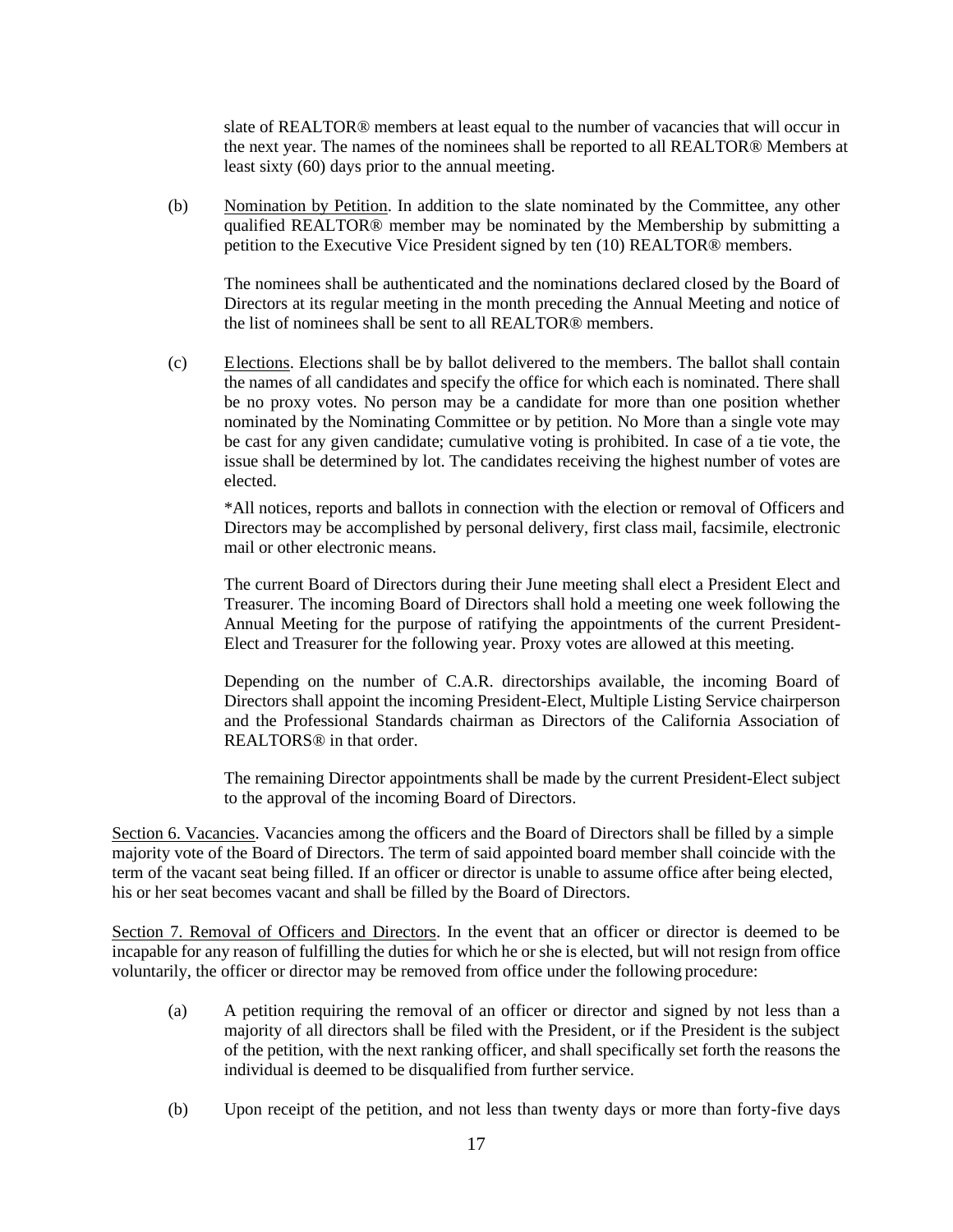slate of REALTOR® members at least equal to the number of vacancies that will occur in the next year. The names of the nominees shall be reported to all REALTOR® Members at least sixty (60) days prior to the annual meeting.

(b) Nomination by Petition. In addition to the slate nominated by the Committee, any other qualified REALTOR® member may be nominated by the Membership by submitting a petition to the Executive Vice President signed by ten (10) REALTOR® members.

The nominees shall be authenticated and the nominations declared closed by the Board of Directors at its regular meeting in the month preceding the Annual Meeting and notice of the list of nominees shall be sent to all REALTOR® members.

(c) Elections. Elections shall be by ballot delivered to the members. The ballot shall contain the names of all candidates and specify the office for which each is nominated. There shall be no proxy votes. No person may be a candidate for more than one position whether nominated by the Nominating Committee or by petition. No More than a single vote may be cast for any given candidate; cumulative voting is prohibited. In case of a tie vote, the issue shall be determined by lot. The candidates receiving the highest number of votes are elected.

*All notices, reports and ballots in connection with the election or removal of Officers and Directors may be accomplished by personal delivery, first class mail, facsimile, electronic mail or other electronic means.

The current Board of Directors during their June meeting shall elect a President Elect and Treasurer. The incoming Board of Directors shall hold a meeting one week following the Annual Meeting for the purpose of ratifying the appointments of the current President-Elect and Treasurer for the following year. Proxy votes are allowed at this meeting.

Depending on the number of C.A.R. directorships available, the incoming Board of Directors shall appoint the incoming President-Elect, Multiple Listing Service chairperson and the Professional Standards chairman as Directors of the California Association of REALTORS® in that order.

The remaining Director appointments shall be made by the current President-Elect subject to the approval of the incoming Board of Directors.

Section 6. Vacancies. Vacancies among the officers and the Board of Directors shall be filled by a simple majority vote of the Board of Directors. The term of said appointed board member shall coincide with the term of the vacant seat being filled. If an officer or director is unable to assume office after being elected, his or her seat becomes vacant and shall be filled by the Board of Directors.

Section 7. Removal of Officers and Directors. In the event that an officer or director is deemed to be incapable for any reason of fulfilling the duties for which he or she is elected, but will not resign from office voluntarily, the officer or director may be removed from office under the following procedure:

(a) A petition requiring the removal of an officer or director and signed by not less than a majority of all directors shall be filed with the President, or if the President is the subject of the petition, with the next ranking officer, and shall specifically set forth the reasons the individual is deemed to be disqualified from further service.

(b) Upon receipt of the petition, and not less than twenty days or more than forty-five days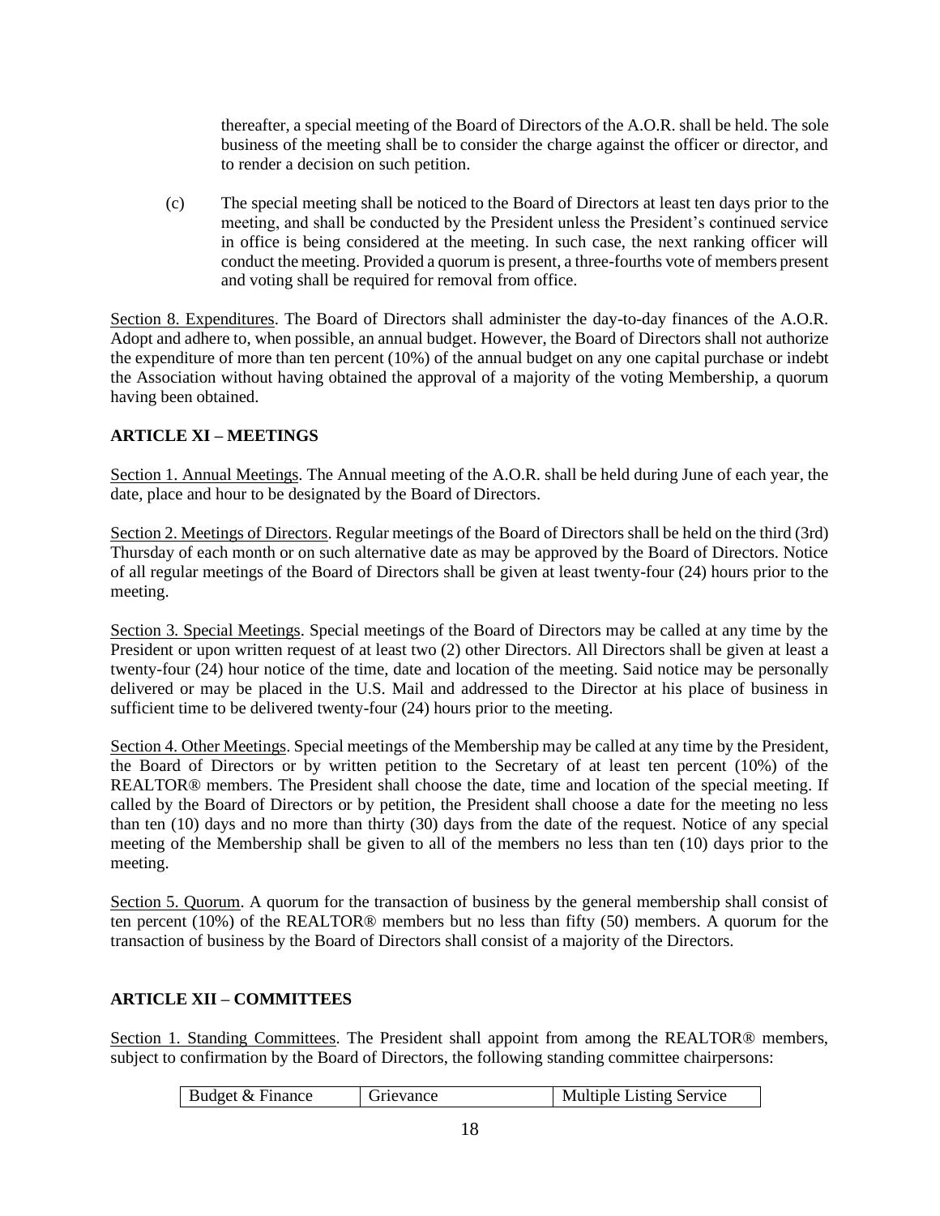thereafter, a special meeting of the Board of Directors of the A.O.R. shall be held. The sole business of the meeting shall be to consider the charge against the officer or director, and to render a decision on such petition.

(c) The special meeting shall be noticed to the Board of Directors at least ten days prior to the meeting, and shall be conducted by the President unless the President's continued service in office is being considered at the meeting. In such case, the next ranking officer will conduct the meeting. Provided a quorum is present, a three-fourths vote of members present and voting shall be required for removal from office.

Section 8. Expenditures. The Board of Directors shall administer the day-to-day finances of the A.O.R. Adopt and adhere to, when possible, an annual budget. However, the Board of Directors shall not authorize the expenditure of more than ten percent (10%) of the annual budget on any one capital purchase or indebt the Association without having obtained the approval of a majority of the voting Membership, a quorum having been obtained.

## ARTICLE XI – MEETINGS

Section 1. Annual Meetings. The Annual meeting of the A.O.R. shall be held during June of each year, the date, place and hour to be designated by the Board of Directors.

Section 2. Meetings of Directors. Regular meetings of the Board of Directors shall be held on the third (3rd) Thursday of each month or on such alternative date as may be approved by the Board of Directors. Notice of all regular meetings of the Board of Directors shall be given at least twenty-four (24) hours prior to the meeting.

Section 3. Special Meetings. Special meetings of the Board of Directors may be called at any time by the President or upon written request of at least two (2) other Directors. All Directors shall be given at least a twenty-four (24) hour notice of the time, date and location of the meeting. Said notice may be personally delivered or may be placed in the U.S. Mail and addressed to the Director at his place of business in sufficient time to be delivered twenty-four (24) hours prior to the meeting.

Section 4. Other Meetings. Special meetings of the Membership may be called at any time by the President, the Board of Directors or by written petition to the Secretary of at least ten percent (10%) of the REALTOR® members. The President shall choose the date, time and location of the special meeting. If called by the Board of Directors or by petition, the President shall choose a date for the meeting no less than ten (10) days and no more than thirty (30) days from the date of the request. Notice of any special meeting of the Membership shall be given to all of the members no less than ten (10) days prior to the meeting.

Section 5. Quorum. A quorum for the transaction of business by the general membership shall consist of ten percent (10%) of the REALTOR® members but no less than fifty (50) members. A quorum for the transaction of business by the Board of Directors shall consist of a majority of the Directors.

## ARTICLE XII – COMMITTEES

Section 1. Standing Committees. The President shall appoint from among the REALTOR® members, subject to confirmation by the Board of Directors, the following standing committee chairpersons:

| Budget & Finance | Grievance | Multiple Listing Service |
|---|---|---|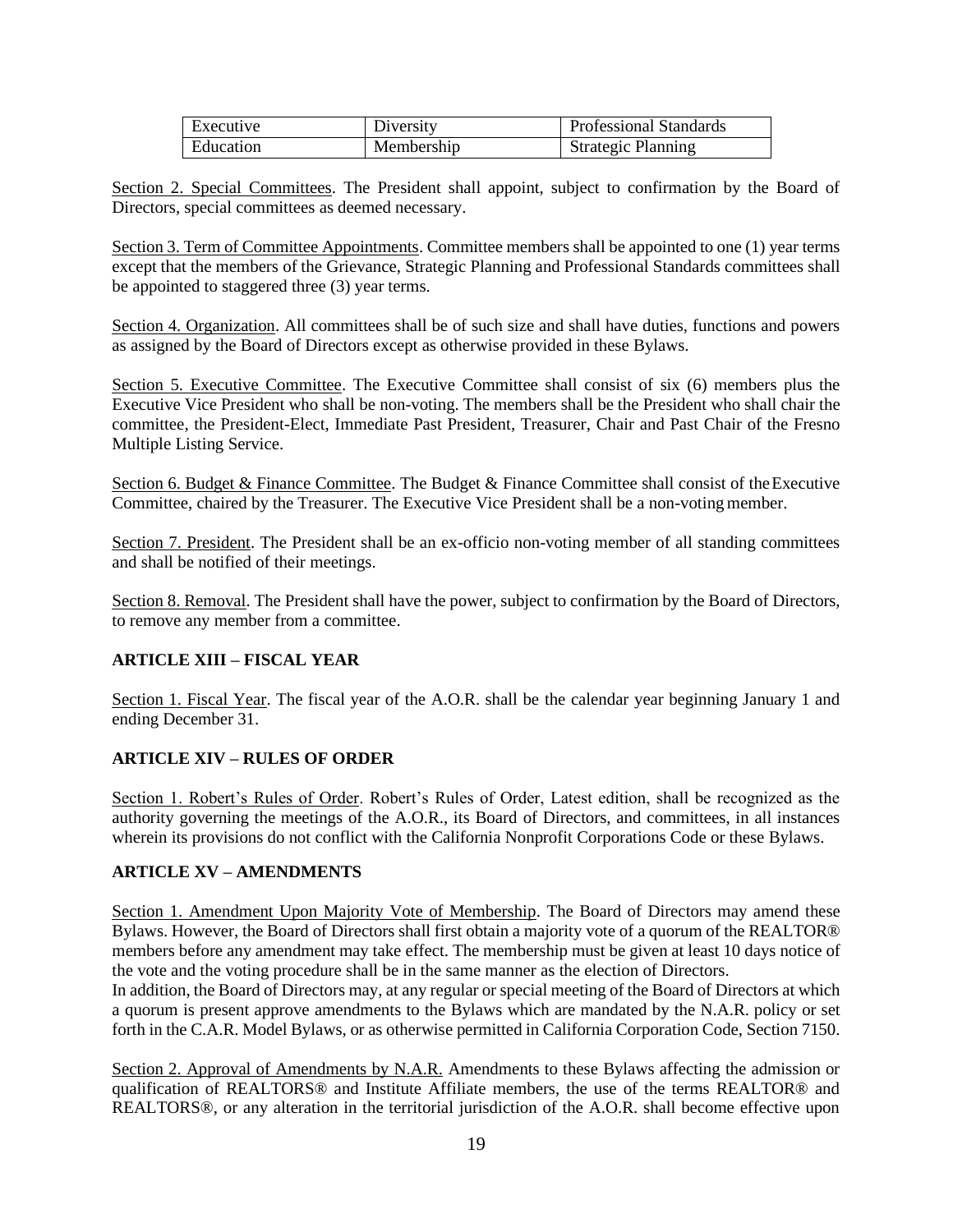| Executive | Diversity | Professional Standards |
|---|---|---|
| Education | Membership | Strategic Planning |

Section 2. Special Committees. The President shall appoint, subject to confirmation by the Board of Directors, special committees as deemed necessary.

Section 3. Term of Committee Appointments. Committee members shall be appointed to one (1) year terms except that the members of the Grievance, Strategic Planning and Professional Standards committees shall be appointed to staggered three (3) year terms.

Section 4. Organization. All committees shall be of such size and shall have duties, functions and powers as assigned by the Board of Directors except as otherwise provided in these Bylaws.

Section 5. Executive Committee. The Executive Committee shall consist of six (6) members plus the Executive Vice President who shall be non-voting. The members shall be the President who shall chair the committee, the President-Elect, Immediate Past President, Treasurer, Chair and Past Chair of the Fresno Multiple Listing Service.

Section 6. Budget & Finance Committee. The Budget & Finance Committee shall consist of the Executive Committee, chaired by the Treasurer. The Executive Vice President shall be a non-voting member.

Section 7. President. The President shall be an ex-officio non-voting member of all standing committees and shall be notified of their meetings.

Section 8. Removal. The President shall have the power, subject to confirmation by the Board of Directors, to remove any member from a committee.

**ARTICLE XIII – FISCAL YEAR**

Section 1. Fiscal Year. The fiscal year of the A.O.R. shall be the calendar year beginning January 1 and ending December 31.

**ARTICLE XIV – RULES OF ORDER**

Section 1. Robert's Rules of Order. Robert's Rules of Order, Latest edition, shall be recognized as the authority governing the meetings of the A.O.R., its Board of Directors, and committees, in all instances wherein its provisions do not conflict with the California Nonprofit Corporations Code or these Bylaws.

**ARTICLE XV – AMENDMENTS**

Section 1. Amendment Upon Majority Vote of Membership. The Board of Directors may amend these Bylaws. However, the Board of Directors shall first obtain a majority vote of a quorum of the REALTOR® members before any amendment may take effect. The membership must be given at least 10 days notice of the vote and the voting procedure shall be in the same manner as the election of Directors.
In addition, the Board of Directors may, at any regular or special meeting of the Board of Directors at which a quorum is present approve amendments to the Bylaws which are mandated by the N.A.R. policy or set forth in the C.A.R. Model Bylaws, or as otherwise permitted in California Corporation Code, Section 7150.

Section 2. Approval of Amendments by N.A.R. Amendments to these Bylaws affecting the admission or qualification of REALTORS® and Institute Affiliate members, the use of the terms REALTOR® and REALTORS®, or any alteration in the territorial jurisdiction of the A.O.R. shall become effective upon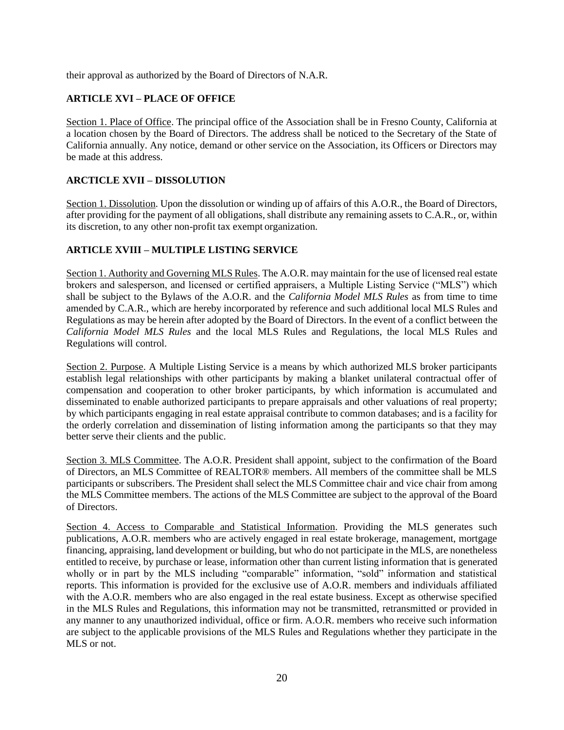their approval as authorized by the Board of Directors of N.A.R.

## ARTICLE XVI – PLACE OF OFFICE

Section 1. Place of Office. The principal office of the Association shall be in Fresno County, California at a location chosen by the Board of Directors. The address shall be noticed to the Secretary of the State of California annually. Any notice, demand or other service on the Association, its Officers or Directors may be made at this address.

## ARCTICLE XVII – DISSOLUTION

Section 1. Dissolution. Upon the dissolution or winding up of affairs of this A.O.R., the Board of Directors, after providing for the payment of all obligations, shall distribute any remaining assets to C.A.R., or, within its discretion, to any other non-profit tax exempt organization.

## ARTICLE XVIII – MULTIPLE LISTING SERVICE

Section 1. Authority and Governing MLS Rules. The A.O.R. may maintain for the use of licensed real estate brokers and salesperson, and licensed or certified appraisers, a Multiple Listing Service ("MLS") which shall be subject to the Bylaws of the A.O.R. and the *California Model MLS Rules* as from time to time amended by C.A.R., which are hereby incorporated by reference and such additional local MLS Rules and Regulations as may be herein after adopted by the Board of Directors. In the event of a conflict between the *California Model MLS Rules* and the local MLS Rules and Regulations, the local MLS Rules and Regulations will control.

Section 2. Purpose. A Multiple Listing Service is a means by which authorized MLS broker participants establish legal relationships with other participants by making a blanket unilateral contractual offer of compensation and cooperation to other broker participants, by which information is accumulated and disseminated to enable authorized participants to prepare appraisals and other valuations of real property; by which participants engaging in real estate appraisal contribute to common databases; and is a facility for the orderly correlation and dissemination of listing information among the participants so that they may better serve their clients and the public.

Section 3. MLS Committee. The A.O.R. President shall appoint, subject to the confirmation of the Board of Directors, an MLS Committee of REALTOR® members. All members of the committee shall be MLS participants or subscribers. The President shall select the MLS Committee chair and vice chair from among the MLS Committee members. The actions of the MLS Committee are subject to the approval of the Board of Directors.

Section 4. Access to Comparable and Statistical Information. Providing the MLS generates such publications, A.O.R. members who are actively engaged in real estate brokerage, management, mortgage financing, appraising, land development or building, but who do not participate in the MLS, are nonetheless entitled to receive, by purchase or lease, information other than current listing information that is generated wholly or in part by the MLS including "comparable" information, "sold" information and statistical reports. This information is provided for the exclusive use of A.O.R. members and individuals affiliated with the A.O.R. members who are also engaged in the real estate business. Except as otherwise specified in the MLS Rules and Regulations, this information may not be transmitted, retransmitted or provided in any manner to any unauthorized individual, office or firm. A.O.R. members who receive such information are subject to the applicable provisions of the MLS Rules and Regulations whether they participate in the MLS or not.